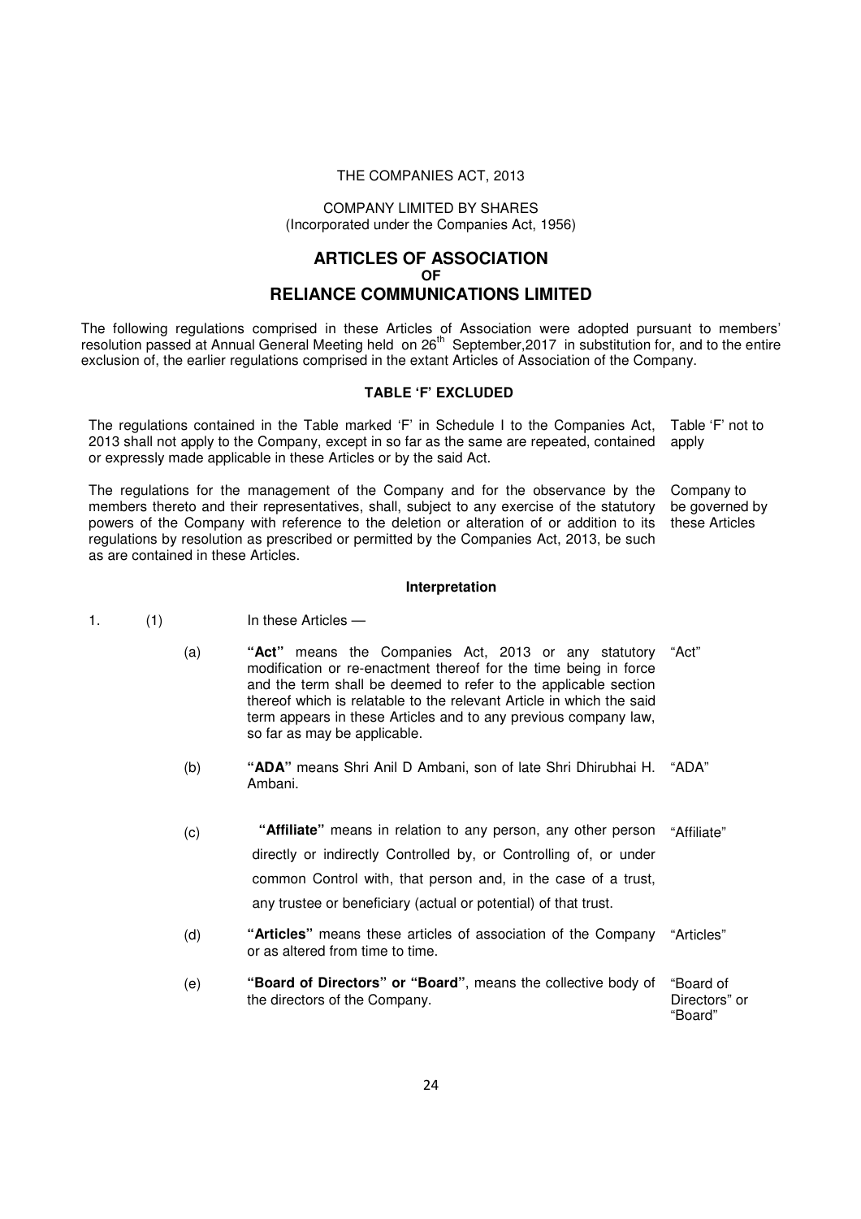THE COMPANIES ACT, 2013

COMPANY LIMITED BY SHARES
(Incorporated under the Companies Act, 1956)

# ARTICLES OF ASSOCIATION
## OF
# RELIANCE COMMUNICATIONS LIMITED

The following regulations comprised in these Articles of Association were adopted pursuant to members' resolution passed at Annual General Meeting held on 26th September,2017 in substitution for, and to the entire exclusion of, the earlier regulations comprised in the extant Articles of Association of the Company.

### TABLE 'F' EXCLUDED

The regulations contained in the Table marked 'F' in Schedule I to the Companies Act, 2013 shall not apply to the Company, except in so far as the same are repeated, contained or expressly made applicable in these Articles or by the said Act. *Table 'F' not to apply*

The regulations for the management of the Company and for the observance by the members thereto and their representatives, shall, subject to any exercise of the statutory powers of the Company with reference to the deletion or alteration of or addition to its regulations by resolution as prescribed or permitted by the Companies Act, 2013, be such as are contained in these Articles. *Company to be governed by these Articles*

### Interpretation

1. (1) In these Articles —

(a) **"Act"** means the Companies Act, 2013 or any statutory modification or re-enactment thereof for the time being in force and the term shall be deemed to refer to the applicable section thereof which is relatable to the relevant Article in which the said term appears in these Articles and to any previous company law, so far as may be applicable. *"Act"*

(b) **"ADA"** means Shri Anil D Ambani, son of late Shri Dhirubhai H. Ambani. *"ADA"*

(c) **"Affiliate"** means in relation to any person, any other person directly or indirectly Controlled by, or Controlling of, or under common Control with, that person and, in the case of a trust, any trustee or beneficiary (actual or potential) of that trust. *"Affiliate"*

(d) **"Articles"** means these articles of association of the Company or as altered from time to time. *"Articles"*

(e) **"Board of Directors" or "Board"**, means the collective body of the directors of the Company. *"Board of Directors" or "Board"*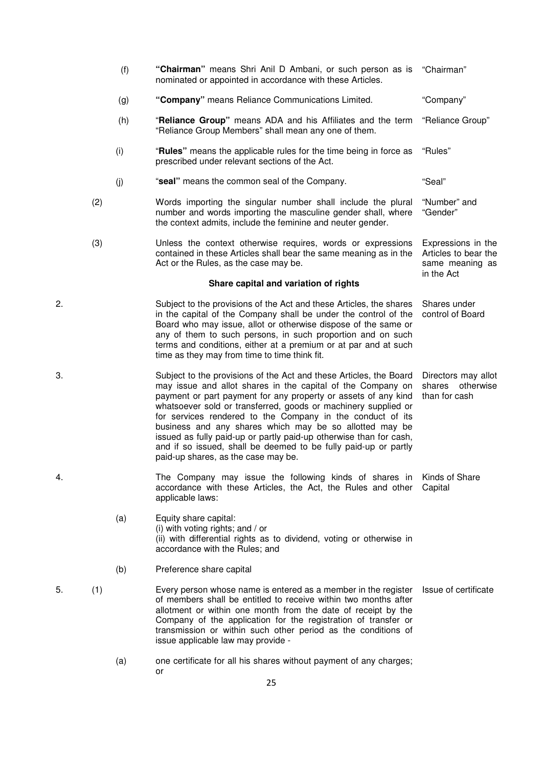(f) **"Chairman"** means Shri Anil D Ambani, or such person as is nominated or appointed in accordance with these Articles. — "Chairman"

(g) **"Company"** means Reliance Communications Limited. — "Company"

(h) "**Reliance Group"** means ADA and his Affiliates and the term "Reliance Group Members" shall mean any one of them. — "Reliance Group"

(i) "**Rules"** means the applicable rules for the time being in force as prescribed under relevant sections of the Act. — "Rules"

(j) "**seal"** means the common seal of the Company. — "Seal"

(2) Words importing the singular number shall include the plural number and words importing the masculine gender shall, where the context admits, include the feminine and neuter gender. — "Number" and "Gender"

(3) Unless the context otherwise requires, words or expressions contained in these Articles shall bear the same meaning as in the Act or the Rules, as the case may be. — Expressions in the Articles to bear the same meaning as in the Act

### Share capital and variation of rights

2. Subject to the provisions of the Act and these Articles, the shares in the capital of the Company shall be under the control of the Board who may issue, allot or otherwise dispose of the same or any of them to such persons, in such proportion and on such terms and conditions, either at a premium or at par and at such time as they may from time to time think fit. — Shares under control of Board

3. Subject to the provisions of the Act and these Articles, the Board may issue and allot shares in the capital of the Company on payment or part payment for any property or assets of any kind whatsoever sold or transferred, goods or machinery supplied or for services rendered to the Company in the conduct of its business and any shares which may be so allotted may be issued as fully paid-up or partly paid-up otherwise than for cash, and if so issued, shall be deemed to be fully paid-up or partly paid-up shares, as the case may be. — Directors may allot shares otherwise than for cash

4. The Company may issue the following kinds of shares in accordance with these Articles, the Act, the Rules and other applicable laws: — Kinds of Share Capital

   (a) Equity share capital:
   (i) with voting rights; and / or
   (ii) with differential rights as to dividend, voting or otherwise in accordance with the Rules; and

   (b) Preference share capital

5. (1) Every person whose name is entered as a member in the register of members shall be entitled to receive within two months after allotment or within one month from the date of receipt by the Company of the application for the registration of transfer or transmission or within such other period as the conditions of issue applicable law may provide - — Issue of certificate

   (a) one certificate for all his shares without payment of any charges; or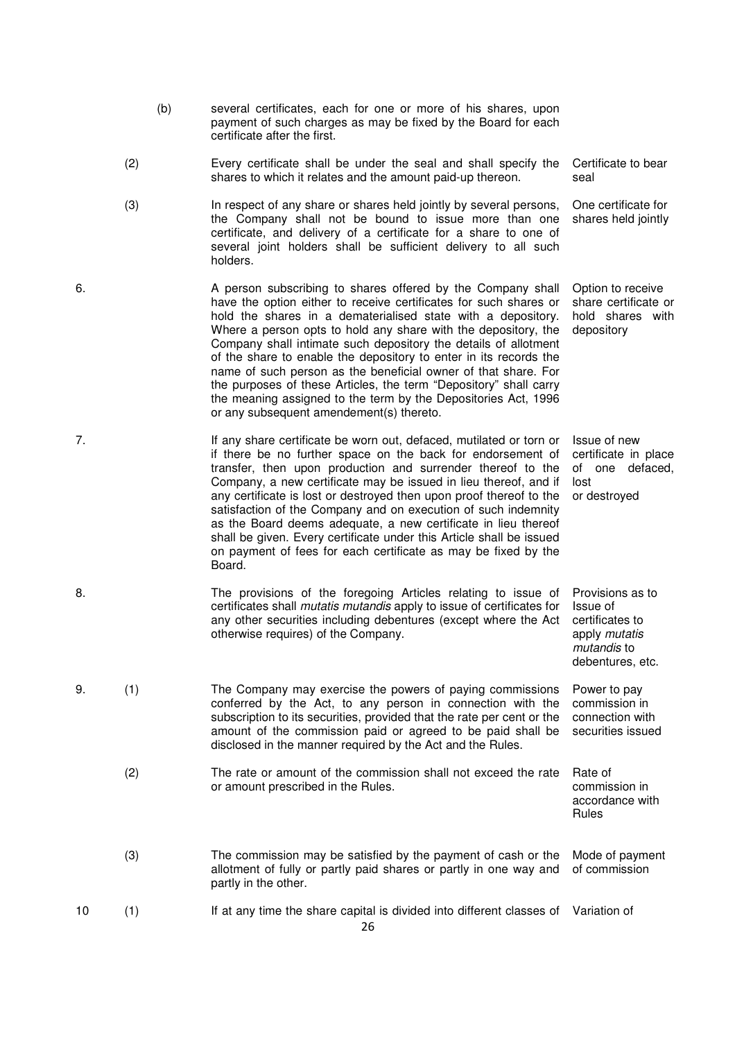(b) several certificates, each for one or more of his shares, upon payment of such charges as may be fixed by the Board for each certificate after the first.

(2) Every certificate shall be under the seal and shall specify the shares to which it relates and the amount paid-up thereon. *Certificate to bear seal*

(3) In respect of any share or shares held jointly by several persons, the Company shall not be bound to issue more than one certificate, and delivery of a certificate for a share to one of several joint holders shall be sufficient delivery to all such holders. *One certificate for shares held jointly*

6. A person subscribing to shares offered by the Company shall have the option either to receive certificates for such shares or hold the shares in a dematerialised state with a depository. Where a person opts to hold any share with the depository, the Company shall intimate such depository the details of allotment of the share to enable the depository to enter in its records the name of such person as the beneficial owner of that share. For the purposes of these Articles, the term "Depository" shall carry the meaning assigned to the term by the Depositories Act, 1996 or any subsequent amendement(s) thereto. *Option to receive share certificate or hold shares with depository*

7. If any share certificate be worn out, defaced, mutilated or torn or if there be no further space on the back for endorsement of transfer, then upon production and surrender thereof to the Company, a new certificate may be issued in lieu thereof, and if any certificate is lost or destroyed then upon proof thereof to the satisfaction of the Company and on execution of such indemnity as the Board deems adequate, a new certificate in lieu thereof shall be given. Every certificate under this Article shall be issued on payment of fees for each certificate as may be fixed by the Board. *Issue of new certificate in place of one defaced, lost or destroyed*

8. The provisions of the foregoing Articles relating to issue of certificates shall *mutatis mutandis* apply to issue of certificates for any other securities including debentures (except where the Act otherwise requires) of the Company. *Provisions as to Issue of certificates to apply mutatis mutandis to debentures, etc.*

9. (1) The Company may exercise the powers of paying commissions conferred by the Act, to any person in connection with the subscription to its securities, provided that the rate per cent or the amount of the commission paid or agreed to be paid shall be disclosed in the manner required by the Act and the Rules. *Power to pay commission in connection with securities issued*

(2) The rate or amount of the commission shall not exceed the rate or amount prescribed in the Rules. *Rate of commission in accordance with Rules*

(3) The commission may be satisfied by the payment of cash or the allotment of fully or partly paid shares or partly in one way and partly in the other. *Mode of payment of commission*

10 (1) If at any time the share capital is divided into different classes of *Variation of*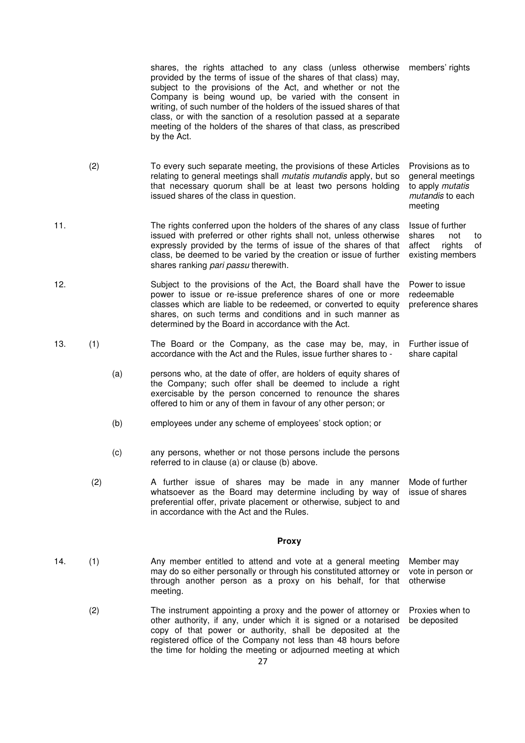shares, the rights attached to any class (unless otherwise provided by the terms of issue of the shares of that class) may, subject to the provisions of the Act, and whether or not the Company is being wound up, be varied with the consent in writing, of such number of the holders of the issued shares of that class, or with the sanction of a resolution passed at a separate meeting of the holders of the shares of that class, as prescribed by the Act. — *members' rights*

(2) To every such separate meeting, the provisions of these Articles relating to general meetings shall *mutatis mutandis* apply, but so that necessary quorum shall be at least two persons holding issued shares of the class in question. — *Provisions as to general meetings to apply mutatis mutandis to each meeting*

11. The rights conferred upon the holders of the shares of any class issued with preferred or other rights shall not, unless otherwise expressly provided by the terms of issue of the shares of that class, be deemed to be varied by the creation or issue of further shares ranking *pari passu* therewith. — *Issue of further shares not to affect rights of existing members*

12. Subject to the provisions of the Act, the Board shall have the power to issue or re-issue preference shares of one or more classes which are liable to be redeemed, or converted to equity shares, on such terms and conditions and in such manner as determined by the Board in accordance with the Act. — *Power to issue redeemable preference shares*

13. (1) The Board or the Company, as the case may be, may, in accordance with the Act and the Rules, issue further shares to - — *Further issue of share capital*

(a) persons who, at the date of offer, are holders of equity shares of the Company; such offer shall be deemed to include a right exercisable by the person concerned to renounce the shares offered to him or any of them in favour of any other person; or

(b) employees under any scheme of employees' stock option; or

(c) any persons, whether or not those persons include the persons referred to in clause (a) or clause (b) above.

(2) A further issue of shares may be made in any manner whatsoever as the Board may determine including by way of preferential offer, private placement or otherwise, subject to and in accordance with the Act and the Rules. — *Mode of further issue of shares*

## Proxy

14. (1) Any member entitled to attend and vote at a general meeting may do so either personally or through his constituted attorney or through another person as a proxy on his behalf, for that meeting. — *Member may vote in person or otherwise*

(2) The instrument appointing a proxy and the power of attorney or other authority, if any, under which it is signed or a notarised copy of that power or authority, shall be deposited at the registered office of the Company not less than 48 hours before the time for holding the meeting or adjourned meeting at which — *Proxies when to be deposited*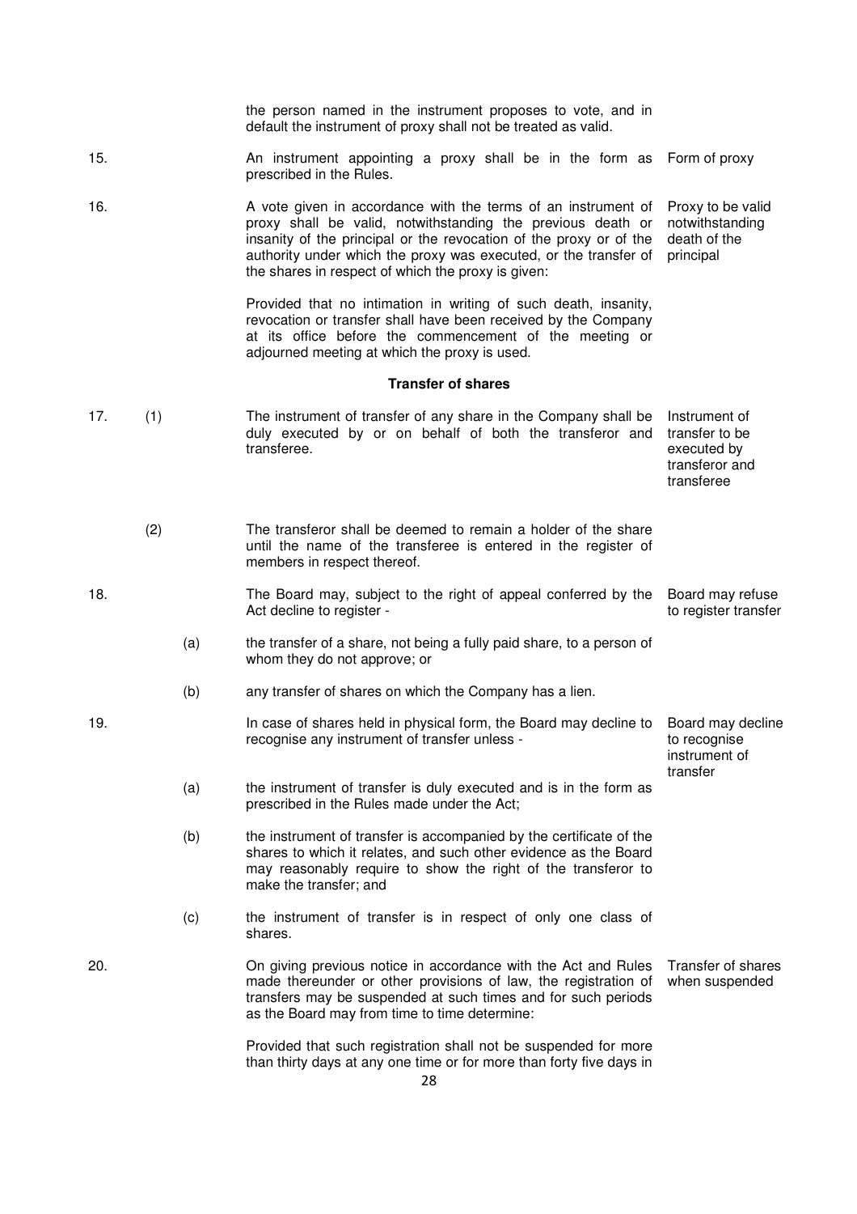the person named in the instrument proposes to vote, and in default the instrument of proxy shall not be treated as valid.

15. An instrument appointing a proxy shall be in the form as prescribed in the Rules. *Form of proxy*

16. A vote given in accordance with the terms of an instrument of proxy shall be valid, notwithstanding the previous death or insanity of the principal or the revocation of the proxy or of the authority under which the proxy was executed, or the transfer of the shares in respect of which the proxy is given: *Proxy to be valid notwithstanding death of the principal*

Provided that no intimation in writing of such death, insanity, revocation or transfer shall have been received by the Company at its office before the commencement of the meeting or adjourned meeting at which the proxy is used.

### Transfer of shares

17. (1) The instrument of transfer of any share in the Company shall be duly executed by or on behalf of both the transferor and transferee. *Instrument of transfer to be executed by transferor and transferee*

(2) The transferor shall be deemed to remain a holder of the share until the name of the transferee is entered in the register of members in respect thereof.

18. The Board may, subject to the right of appeal conferred by the Act decline to register - *Board may refuse to register transfer*

(a) the transfer of a share, not being a fully paid share, to a person of whom they do not approve; or

(b) any transfer of shares on which the Company has a lien.

19. In case of shares held in physical form, the Board may decline to recognise any instrument of transfer unless - *Board may decline to recognise instrument of transfer*

(a) the instrument of transfer is duly executed and is in the form as prescribed in the Rules made under the Act;

(b) the instrument of transfer is accompanied by the certificate of the shares to which it relates, and such other evidence as the Board may reasonably require to show the right of the transferor to make the transfer; and

(c) the instrument of transfer is in respect of only one class of shares.

20. On giving previous notice in accordance with the Act and Rules made thereunder or other provisions of law, the registration of transfers may be suspended at such times and for such periods as the Board may from time to time determine: *Transfer of shares when suspended*

Provided that such registration shall not be suspended for more than thirty days at any one time or for more than forty five days in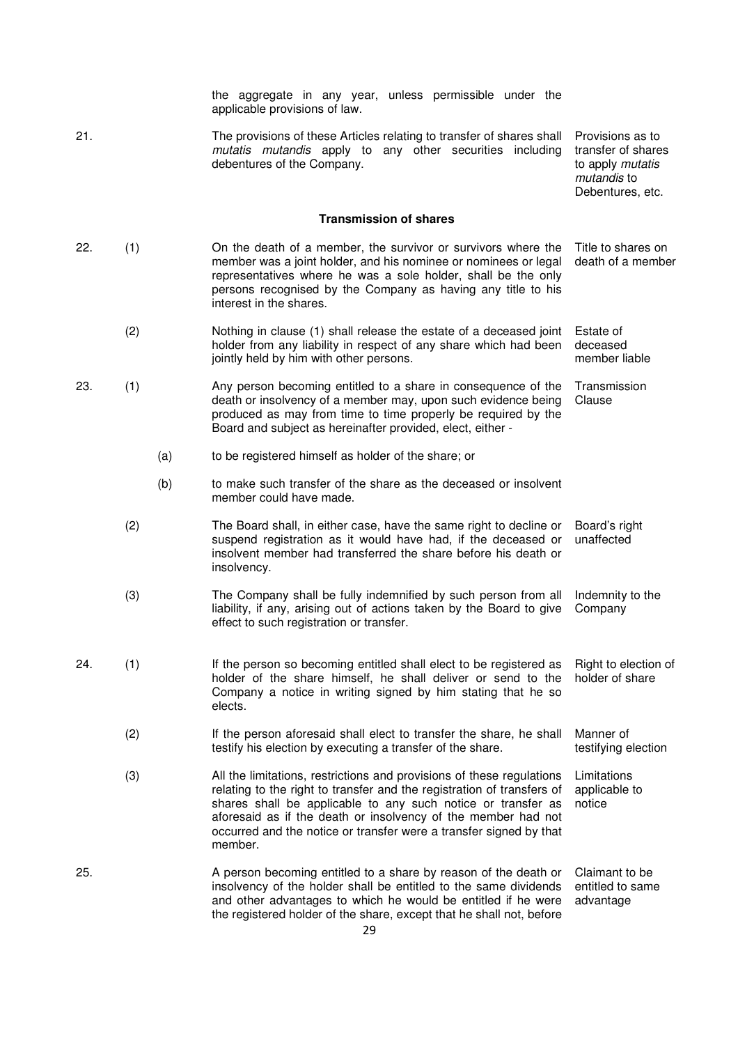the aggregate in any year, unless permissible under the applicable provisions of law.

21. The provisions of these Articles relating to transfer of shares shall *mutatis mutandis* apply to any other securities including debentures of the Company. *Provisions as to transfer of shares to apply mutatis mutandis to Debentures, etc.*

**Transmission of shares**

22. (1) On the death of a member, the survivor or survivors where the member was a joint holder, and his nominee or nominees or legal representatives where he was a sole holder, shall be the only persons recognised by the Company as having any title to his interest in the shares. *Title to shares on death of a member*

(2) Nothing in clause (1) shall release the estate of a deceased joint holder from any liability in respect of any share which had been jointly held by him with other persons. *Estate of deceased member liable*

23. (1) Any person becoming entitled to a share in consequence of the death or insolvency of a member may, upon such evidence being produced as may from time to time properly be required by the Board and subject as hereinafter provided, elect, either - *Transmission Clause*

(a) to be registered himself as holder of the share; or

(b) to make such transfer of the share as the deceased or insolvent member could have made.

(2) The Board shall, in either case, have the same right to decline or suspend registration as it would have had, if the deceased or insolvent member had transferred the share before his death or insolvency. *Board's right unaffected*

(3) The Company shall be fully indemnified by such person from all liability, if any, arising out of actions taken by the Board to give effect to such registration or transfer. *Indemnity to the Company*

24. (1) If the person so becoming entitled shall elect to be registered as holder of the share himself, he shall deliver or send to the Company a notice in writing signed by him stating that he so elects. *Right to election of holder of share*

(2) If the person aforesaid shall elect to transfer the share, he shall testify his election by executing a transfer of the share. *Manner of testifying election*

(3) All the limitations, restrictions and provisions of these regulations relating to the right to transfer and the registration of transfers of shares shall be applicable to any such notice or transfer as aforesaid as if the death or insolvency of the member had not occurred and the notice or transfer were a transfer signed by that member. *Limitations applicable to notice*

25. A person becoming entitled to a share by reason of the death or insolvency of the holder shall be entitled to the same dividends and other advantages to which he would be entitled if he were the registered holder of the share, except that he shall not, before *Claimant to be entitled to same advantage*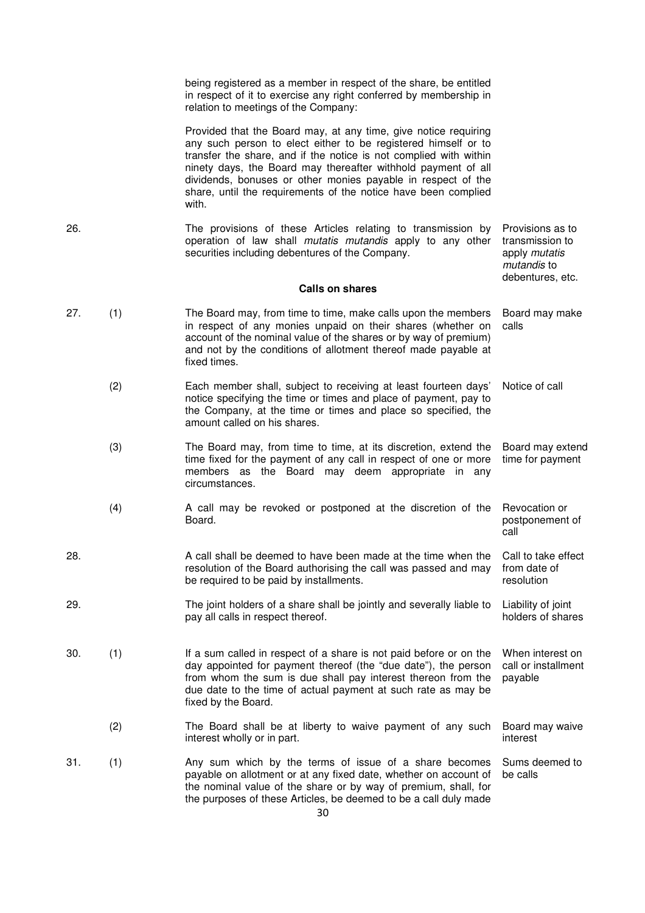being registered as a member in respect of the share, be entitled in respect of it to exercise any right conferred by membership in relation to meetings of the Company:

Provided that the Board may, at any time, give notice requiring any such person to elect either to be registered himself or to transfer the share, and if the notice is not complied with within ninety days, the Board may thereafter withhold payment of all dividends, bonuses or other monies payable in respect of the share, until the requirements of the notice have been complied with.

26. The provisions of these Articles relating to transmission by operation of law shall *mutatis mutandis* apply to any other securities including debentures of the Company. — *Provisions as to transmission to apply mutatis mutandis to debentures, etc.*

### Calls on shares

27. (1) The Board may, from time to time, make calls upon the members in respect of any monies unpaid on their shares (whether on account of the nominal value of the shares or by way of premium) and not by the conditions of allotment thereof made payable at fixed times. — *Board may make calls*

(2) Each member shall, subject to receiving at least fourteen days' notice specifying the time or times and place of payment, pay to the Company, at the time or times and place so specified, the amount called on his shares. — *Notice of call*

(3) The Board may, from time to time, at its discretion, extend the time fixed for the payment of any call in respect of one or more members as the Board may deem appropriate in any circumstances. — *Board may extend time for payment*

(4) A call may be revoked or postponed at the discretion of the Board. — *Revocation or postponement of call*

28. A call shall be deemed to have been made at the time when the resolution of the Board authorising the call was passed and may be required to be paid by installments. — *Call to take effect from date of resolution*

29. The joint holders of a share shall be jointly and severally liable to pay all calls in respect thereof. — *Liability of joint holders of shares*

30. (1) If a sum called in respect of a share is not paid before or on the day appointed for payment thereof (the "due date"), the person from whom the sum is due shall pay interest thereon from the due date to the time of actual payment at such rate as may be fixed by the Board. — *When interest on call or installment payable*

(2) The Board shall be at liberty to waive payment of any such interest wholly or in part. — *Board may waive interest*

31. (1) Any sum which by the terms of issue of a share becomes payable on allotment or at any fixed date, whether on account of the nominal value of the share or by way of premium, shall, for the purposes of these Articles, be deemed to be a call duly made — *Sums deemed to be calls*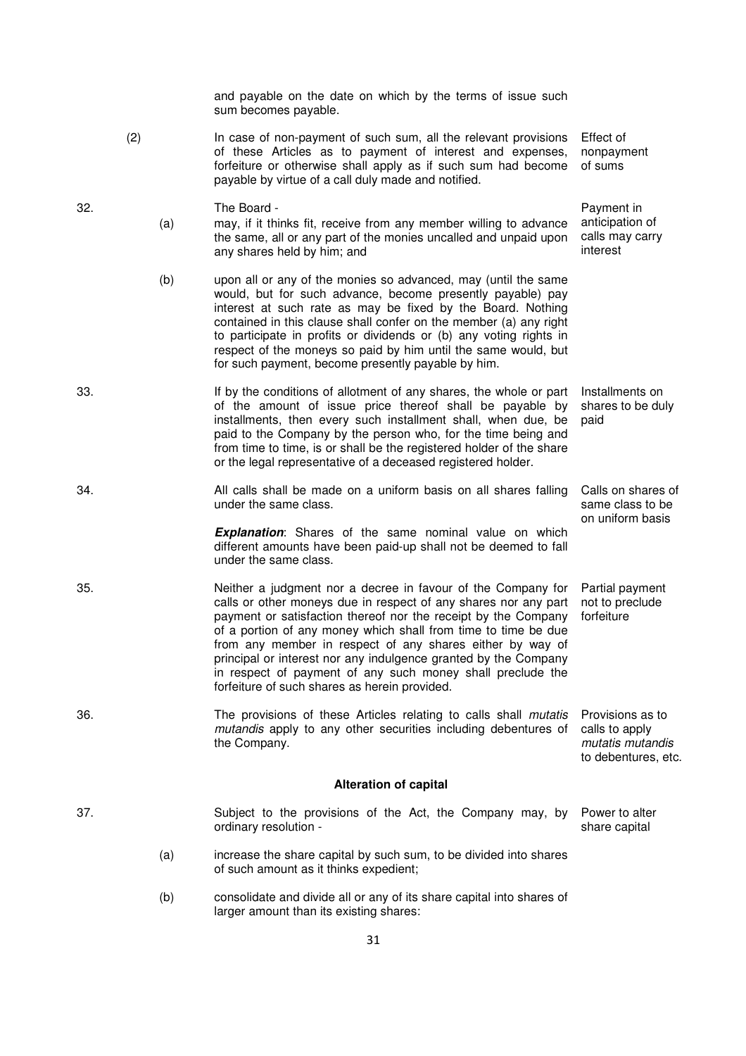and payable on the date on which by the terms of issue such sum becomes payable.

(2) In case of non-payment of such sum, all the relevant provisions of these Articles as to payment of interest and expenses, forfeiture or otherwise shall apply as if such sum had become payable by virtue of a call duly made and notified. *Effect of nonpayment of sums*

32. The Board - *Payment in anticipation of calls may carry interest*

(a) may, if it thinks fit, receive from any member willing to advance the same, all or any part of the monies uncalled and unpaid upon any shares held by him; and

(b) upon all or any of the monies so advanced, may (until the same would, but for such advance, become presently payable) pay interest at such rate as may be fixed by the Board. Nothing contained in this clause shall confer on the member (a) any right to participate in profits or dividends or (b) any voting rights in respect of the moneys so paid by him until the same would, but for such payment, become presently payable by him.

33. If by the conditions of allotment of any shares, the whole or part of the amount of issue price thereof shall be payable by installments, then every such installment shall, when due, be paid to the Company by the person who, for the time being and from time to time, is or shall be the registered holder of the share or the legal representative of a deceased registered holder. *Installments on shares to be duly paid*

34. All calls shall be made on a uniform basis on all shares falling under the same class. *Calls on shares of same class to be on uniform basis*

***Explanation***: Shares of the same nominal value on which different amounts have been paid-up shall not be deemed to fall under the same class.

35. Neither a judgment nor a decree in favour of the Company for calls or other moneys due in respect of any shares nor any part payment or satisfaction thereof nor the receipt by the Company of a portion of any money which shall from time to time be due from any member in respect of any shares either by way of principal or interest nor any indulgence granted by the Company in respect of payment of any such money shall preclude the forfeiture of such shares as herein provided. *Partial payment not to preclude forfeiture*

36. The provisions of these Articles relating to calls shall *mutatis mutandis* apply to any other securities including debentures of the Company. *Provisions as to calls to apply mutatis mutandis to debentures, etc.*

## Alteration of capital

37. Subject to the provisions of the Act, the Company may, by ordinary resolution - *Power to alter share capital*

(a) increase the share capital by such sum, to be divided into shares of such amount as it thinks expedient;

(b) consolidate and divide all or any of its share capital into shares of larger amount than its existing shares: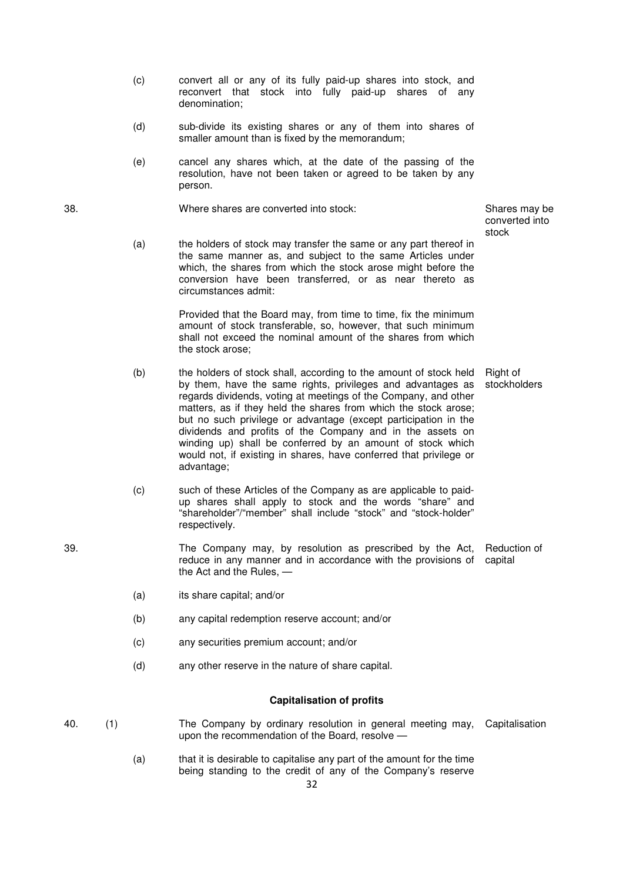(c) convert all or any of its fully paid-up shares into stock, and reconvert that stock into fully paid-up shares of any denomination;

(d) sub-divide its existing shares or any of them into shares of smaller amount than is fixed by the memorandum;

(e) cancel any shares which, at the date of the passing of the resolution, have not been taken or agreed to be taken by any person.

38. Where shares are converted into stock: *Shares may be converted into stock*

(a) the holders of stock may transfer the same or any part thereof in the same manner as, and subject to the same Articles under which, the shares from which the stock arose might before the conversion have been transferred, or as near thereto as circumstances admit:

Provided that the Board may, from time to time, fix the minimum amount of stock transferable, so, however, that such minimum shall not exceed the nominal amount of the shares from which the stock arose;

(b) the holders of stock shall, according to the amount of stock held by them, have the same rights, privileges and advantages as regards dividends, voting at meetings of the Company, and other matters, as if they held the shares from which the stock arose; but no such privilege or advantage (except participation in the dividends and profits of the Company and in the assets on winding up) shall be conferred by an amount of stock which would not, if existing in shares, have conferred that privilege or advantage; *Right of stockholders*

(c) such of these Articles of the Company as are applicable to paid-up shares shall apply to stock and the words "share" and "shareholder"/"member" shall include "stock" and "stock-holder" respectively.

39. The Company may, by resolution as prescribed by the Act, reduce in any manner and in accordance with the provisions of the Act and the Rules, — *Reduction of capital*

(a) its share capital; and/or

(b) any capital redemption reserve account; and/or

(c) any securities premium account; and/or

(d) any other reserve in the nature of share capital.

**Capitalisation of profits**

40. (1) The Company by ordinary resolution in general meeting may, upon the recommendation of the Board, resolve — *Capitalisation*

(a) that it is desirable to capitalise any part of the amount for the time being standing to the credit of any of the Company's reserve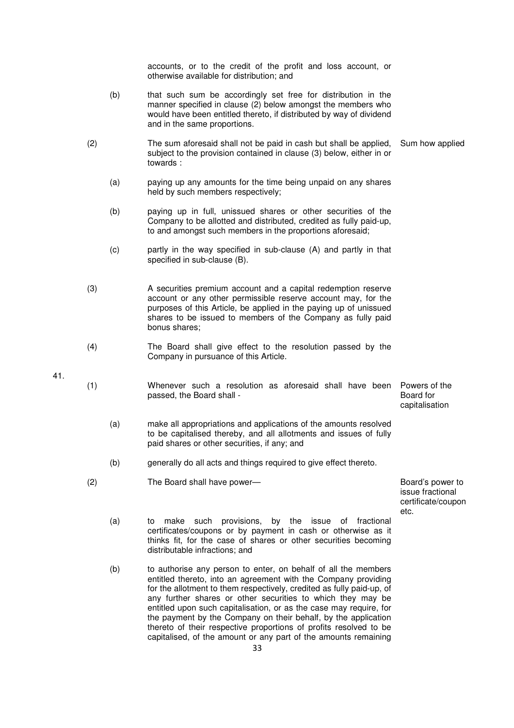accounts, or to the credit of the profit and loss account, or otherwise available for distribution; and

(b) that such sum be accordingly set free for distribution in the manner specified in clause (2) below amongst the members who would have been entitled thereto, if distributed by way of dividend and in the same proportions.

(2) The sum aforesaid shall not be paid in cash but shall be applied, subject to the provision contained in clause (3) below, either in or towards : *Sum how applied*

(a) paying up any amounts for the time being unpaid on any shares held by such members respectively;

(b) paying up in full, unissued shares or other securities of the Company to be allotted and distributed, credited as fully paid-up, to and amongst such members in the proportions aforesaid;

(c) partly in the way specified in sub-clause (A) and partly in that specified in sub-clause (B).

(3) A securities premium account and a capital redemption reserve account or any other permissible reserve account may, for the purposes of this Article, be applied in the paying up of unissued shares to be issued to members of the Company as fully paid bonus shares;

(4) The Board shall give effect to the resolution passed by the Company in pursuance of this Article.

41.

(1) Whenever such a resolution as aforesaid shall have been passed, the Board shall - *Powers of the Board for capitalisation*

(a) make all appropriations and applications of the amounts resolved to be capitalised thereby, and all allotments and issues of fully paid shares or other securities, if any; and

(b) generally do all acts and things required to give effect thereto.

(2) The Board shall have power— *Board's power to issue fractional certificate/coupon etc.*

(a) to make such provisions, by the issue of fractional certificates/coupons or by payment in cash or otherwise as it thinks fit, for the case of shares or other securities becoming distributable infractions; and

(b) to authorise any person to enter, on behalf of all the members entitled thereto, into an agreement with the Company providing for the allotment to them respectively, credited as fully paid-up, of any further shares or other securities to which they may be entitled upon such capitalisation, or as the case may require, for the payment by the Company on their behalf, by the application thereto of their respective proportions of profits resolved to be capitalised, of the amount or any part of the amounts remaining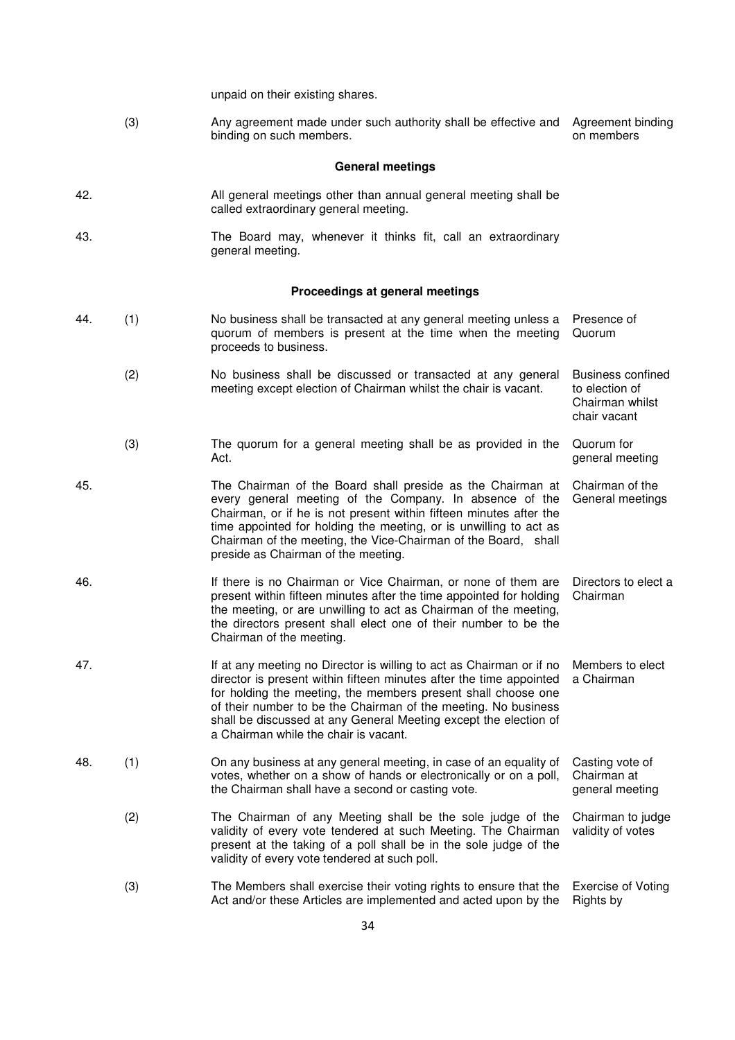unpaid on their existing shares.

| | | | |
|---|---|---|---|
| | (3) | Any agreement made under such authority shall be effective and binding on such members. | Agreement binding on members |

### General meetings

| | | | |
|---|---|---|---|
| 42. | | All general meetings other than annual general meeting shall be called extraordinary general meeting. | |
| 43. | | The Board may, whenever it thinks fit, call an extraordinary general meeting. | |

### Proceedings at general meetings

| | | | |
|---|---|---|---|
| 44. | (1) | No business shall be transacted at any general meeting unless a quorum of members is present at the time when the meeting proceeds to business. | Presence of Quorum |
| | (2) | No business shall be discussed or transacted at any general meeting except election of Chairman whilst the chair is vacant. | Business confined to election of Chairman whilst chair vacant |
| | (3) | The quorum for a general meeting shall be as provided in the Act. | Quorum for general meeting |
| 45. | | The Chairman of the Board shall preside as the Chairman at every general meeting of the Company. In absence of the Chairman, or if he is not present within fifteen minutes after the time appointed for holding the meeting, or is unwilling to act as Chairman of the meeting, the Vice-Chairman of the Board, shall preside as Chairman of the meeting. | Chairman of the General meetings |
| 46. | | If there is no Chairman or Vice Chairman, or none of them are present within fifteen minutes after the time appointed for holding the meeting, or are unwilling to act as Chairman of the meeting, the directors present shall elect one of their number to be the Chairman of the meeting. | Directors to elect a Chairman |
| 47. | | If at any meeting no Director is willing to act as Chairman or if no director is present within fifteen minutes after the time appointed for holding the meeting, the members present shall choose one of their number to be the Chairman of the meeting. No business shall be discussed at any General Meeting except the election of a Chairman while the chair is vacant. | Members to elect a Chairman |
| 48. | (1) | On any business at any general meeting, in case of an equality of votes, whether on a show of hands or electronically or on a poll, the Chairman shall have a second or casting vote. | Casting vote of Chairman at general meeting |
| | (2) | The Chairman of any Meeting shall be the sole judge of the validity of every vote tendered at such Meeting. The Chairman present at the taking of a poll shall be in the sole judge of the validity of every vote tendered at such poll. | Chairman to judge validity of votes |
| | (3) | The Members shall exercise their voting rights to ensure that the Act and/or these Articles are implemented and acted upon by the | Exercise of Voting Rights by |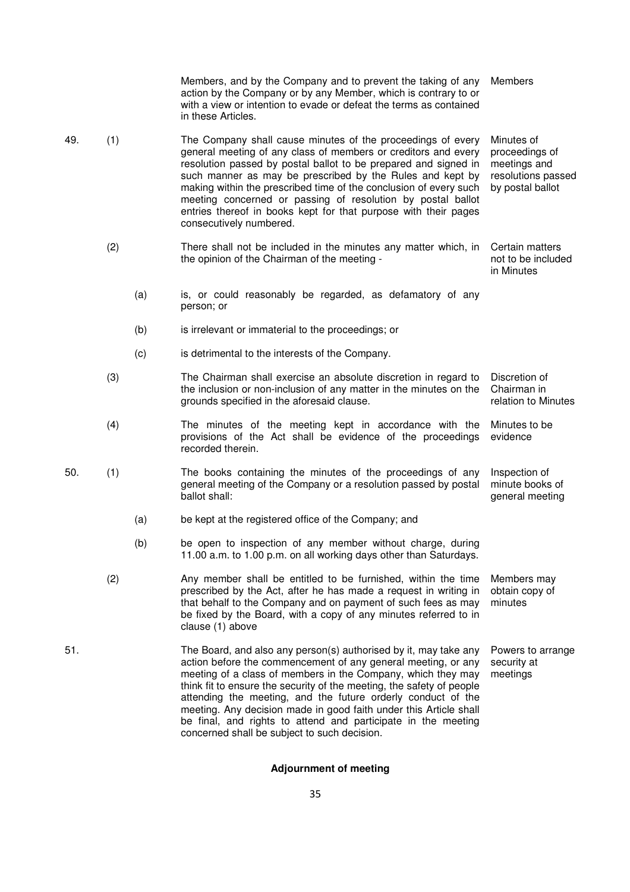Members, and by the Company and to prevent the taking of any action by the Company or by any Member, which is contrary to or with a view or intention to evade or defeat the terms as contained in these Articles. — *Members*

**49. (1)** *Minutes of proceedings of meetings and resolutions passed by postal ballot*

The Company shall cause minutes of the proceedings of every general meeting of any class of members or creditors and every resolution passed by postal ballot to be prepared and signed in such manner as may be prescribed by the Rules and kept by making within the prescribed time of the conclusion of every such meeting concerned or passing of resolution by postal ballot entries thereof in books kept for that purpose with their pages consecutively numbered.

**(2)** *Certain matters not to be included in Minutes*

There shall not be included in the minutes any matter which, in the opinion of the Chairman of the meeting -

(a) is, or could reasonably be regarded, as defamatory of any person; or

(b) is irrelevant or immaterial to the proceedings; or

(c) is detrimental to the interests of the Company.

**(3)** *Discretion of Chairman in relation to Minutes*

The Chairman shall exercise an absolute discretion in regard to the inclusion or non-inclusion of any matter in the minutes on the grounds specified in the aforesaid clause.

**(4)** *Minutes to be evidence*

The minutes of the meeting kept in accordance with the provisions of the Act shall be evidence of the proceedings recorded therein.

**50. (1)** *Inspection of minute books of general meeting*

The books containing the minutes of the proceedings of any general meeting of the Company or a resolution passed by postal ballot shall:

(a) be kept at the registered office of the Company; and

(b) be open to inspection of any member without charge, during 11.00 a.m. to 1.00 p.m. on all working days other than Saturdays.

**(2)** *Members may obtain copy of minutes*

Any member shall be entitled to be furnished, within the time prescribed by the Act, after he has made a request in writing in that behalf to the Company and on payment of such fees as may be fixed by the Board, with a copy of any minutes referred to in clause (1) above

**51.** *Powers to arrange security at meetings*

The Board, and also any person(s) authorised by it, may take any action before the commencement of any general meeting, or any meeting of a class of members in the Company, which they may think fit to ensure the security of the meeting, the safety of people attending the meeting, and the future orderly conduct of the meeting. Any decision made in good faith under this Article shall be final, and rights to attend and participate in the meeting concerned shall be subject to such decision.

## Adjournment of meeting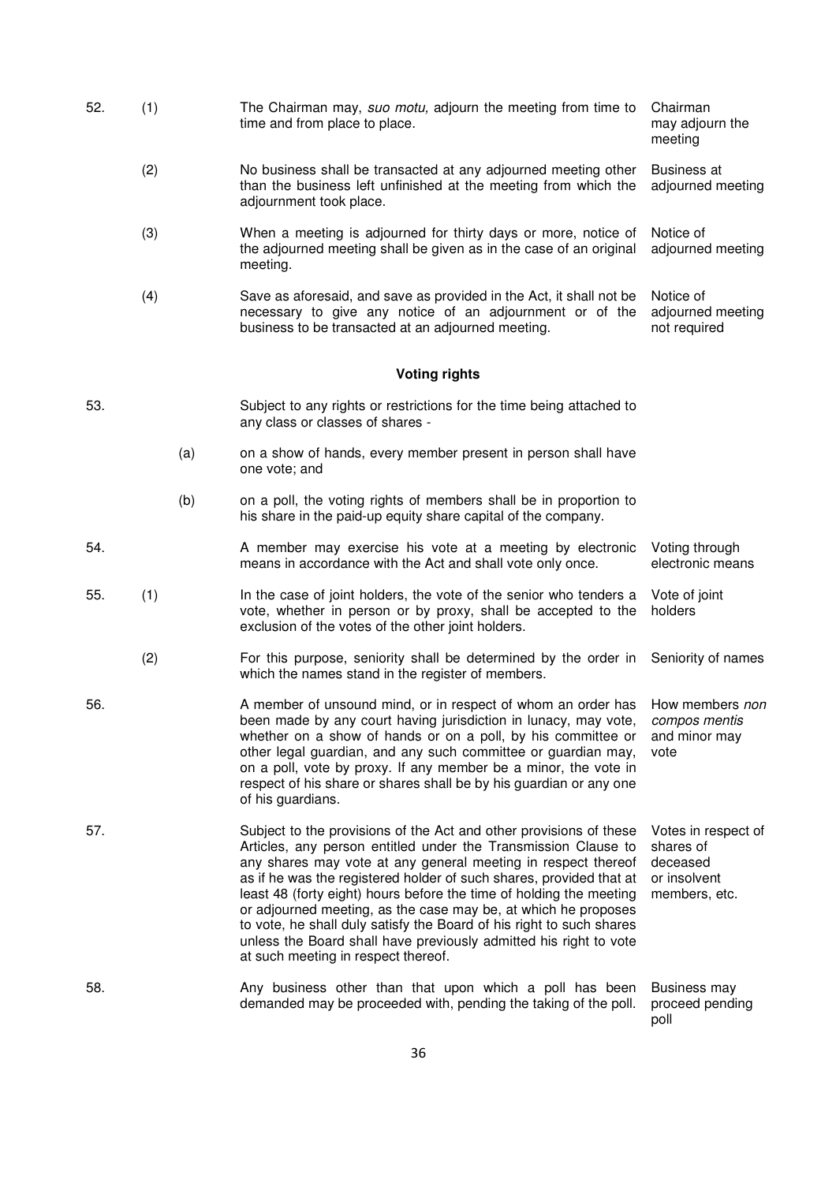| | | | | |
|---|---|---|---|---|
| 52. | (1) | | The Chairman may, *suo motu,* adjourn the meeting from time to time and from place to place. | Chairman may adjourn the meeting |
| | (2) | | No business shall be transacted at any adjourned meeting other than the business left unfinished at the meeting from which the adjournment took place. | Business at adjourned meeting |
| | (3) | | When a meeting is adjourned for thirty days or more, notice of the adjourned meeting shall be given as in the case of an original meeting. | Notice of adjourned meeting |
| | (4) | | Save as aforesaid, and save as provided in the Act, it shall not be necessary to give any notice of an adjournment or of the business to be transacted at an adjourned meeting. | Notice of adjourned meeting not required |

### Voting rights

| | | | | |
|---|---|---|---|---|
| 53. | | | Subject to any rights or restrictions for the time being attached to any class or classes of shares - | |
| | | (a) | on a show of hands, every member present in person shall have one vote; and | |
| | | (b) | on a poll, the voting rights of members shall be in proportion to his share in the paid-up equity share capital of the company. | |
| 54. | | | A member may exercise his vote at a meeting by electronic means in accordance with the Act and shall vote only once. | Voting through electronic means |
| 55. | (1) | | In the case of joint holders, the vote of the senior who tenders a vote, whether in person or by proxy, shall be accepted to the exclusion of the votes of the other joint holders. | Vote of joint holders |
| | (2) | | For this purpose, seniority shall be determined by the order in which the names stand in the register of members. | Seniority of names |
| 56. | | | A member of unsound mind, or in respect of whom an order has been made by any court having jurisdiction in lunacy, may vote, whether on a show of hands or on a poll, by his committee or other legal guardian, and any such committee or guardian may, on a poll, vote by proxy. If any member be a minor, the vote in respect of his share or shares shall be by his guardian or any one of his guardians. | How members *non compos mentis* and minor may vote |
| 57. | | | Subject to the provisions of the Act and other provisions of these Articles, any person entitled under the Transmission Clause to any shares may vote at any general meeting in respect thereof as if he was the registered holder of such shares, provided that at least 48 (forty eight) hours before the time of holding the meeting or adjourned meeting, as the case may be, at which he proposes to vote, he shall duly satisfy the Board of his right to such shares unless the Board shall have previously admitted his right to vote at such meeting in respect thereof. | Votes in respect of shares of deceased or insolvent members, etc. |
| 58. | | | Any business other than that upon which a poll has been demanded may be proceeded with, pending the taking of the poll. | Business may proceed pending poll |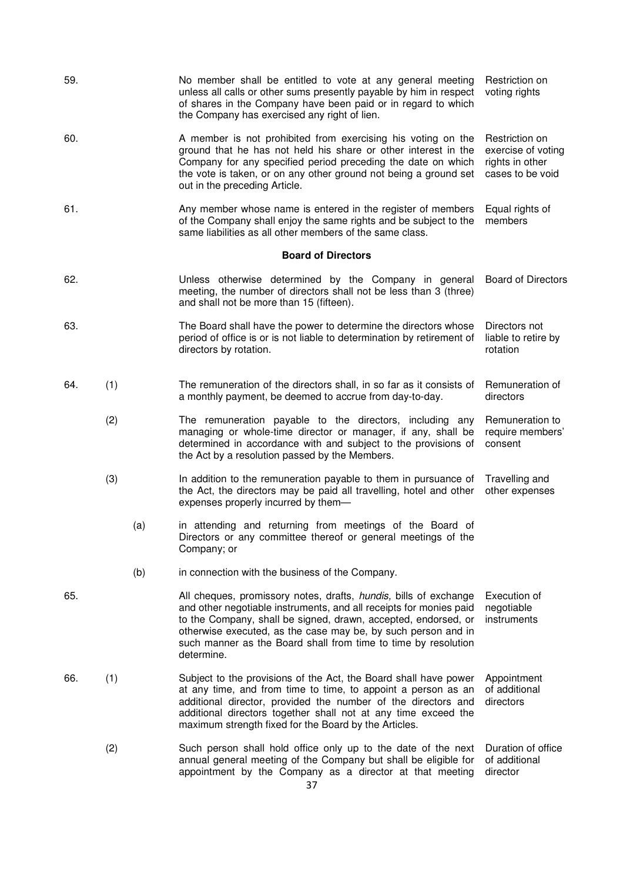59. No member shall be entitled to vote at any general meeting unless all calls or other sums presently payable by him in respect of shares in the Company have been paid or in regard to which the Company has exercised any right of lien. *Restriction on voting rights*

60. A member is not prohibited from exercising his voting on the ground that he has not held his share or other interest in the Company for any specified period preceding the date on which the vote is taken, or on any other ground not being a ground set out in the preceding Article. *Restriction on exercise of voting rights in other cases to be void*

61. Any member whose name is entered in the register of members of the Company shall enjoy the same rights and be subject to the same liabilities as all other members of the same class. *Equal rights of members*

## Board of Directors

62. Unless otherwise determined by the Company in general meeting, the number of directors shall not be less than 3 (three) and shall not be more than 15 (fifteen). *Board of Directors*

63. The Board shall have the power to determine the directors whose period of office is or is not liable to determination by retirement of directors by rotation. *Directors not liable to retire by rotation*

64. (1) The remuneration of the directors shall, in so far as it consists of a monthly payment, be deemed to accrue from day-to-day. *Remuneration of directors*

(2) The remuneration payable to the directors, including any managing or whole-time director or manager, if any, shall be determined in accordance with and subject to the provisions of the Act by a resolution passed by the Members. *Remuneration to require members' consent*

(3) In addition to the remuneration payable to them in pursuance of the Act, the directors may be paid all travelling, hotel and other expenses properly incurred by them— *Travelling and other expenses*

(a) in attending and returning from meetings of the Board of Directors or any committee thereof or general meetings of the Company; or

(b) in connection with the business of the Company.

65. All cheques, promissory notes, drafts, *hundis,* bills of exchange and other negotiable instruments, and all receipts for monies paid to the Company, shall be signed, drawn, accepted, endorsed, or otherwise executed, as the case may be, by such person and in such manner as the Board shall from time to time by resolution determine. *Execution of negotiable instruments*

66. (1) Subject to the provisions of the Act, the Board shall have power at any time, and from time to time, to appoint a person as an additional director, provided the number of the directors and additional directors together shall not at any time exceed the maximum strength fixed for the Board by the Articles. *Appointment of additional directors*

(2) Such person shall hold office only up to the date of the next annual general meeting of the Company but shall be eligible for appointment by the Company as a director at that meeting *Duration of office of additional director*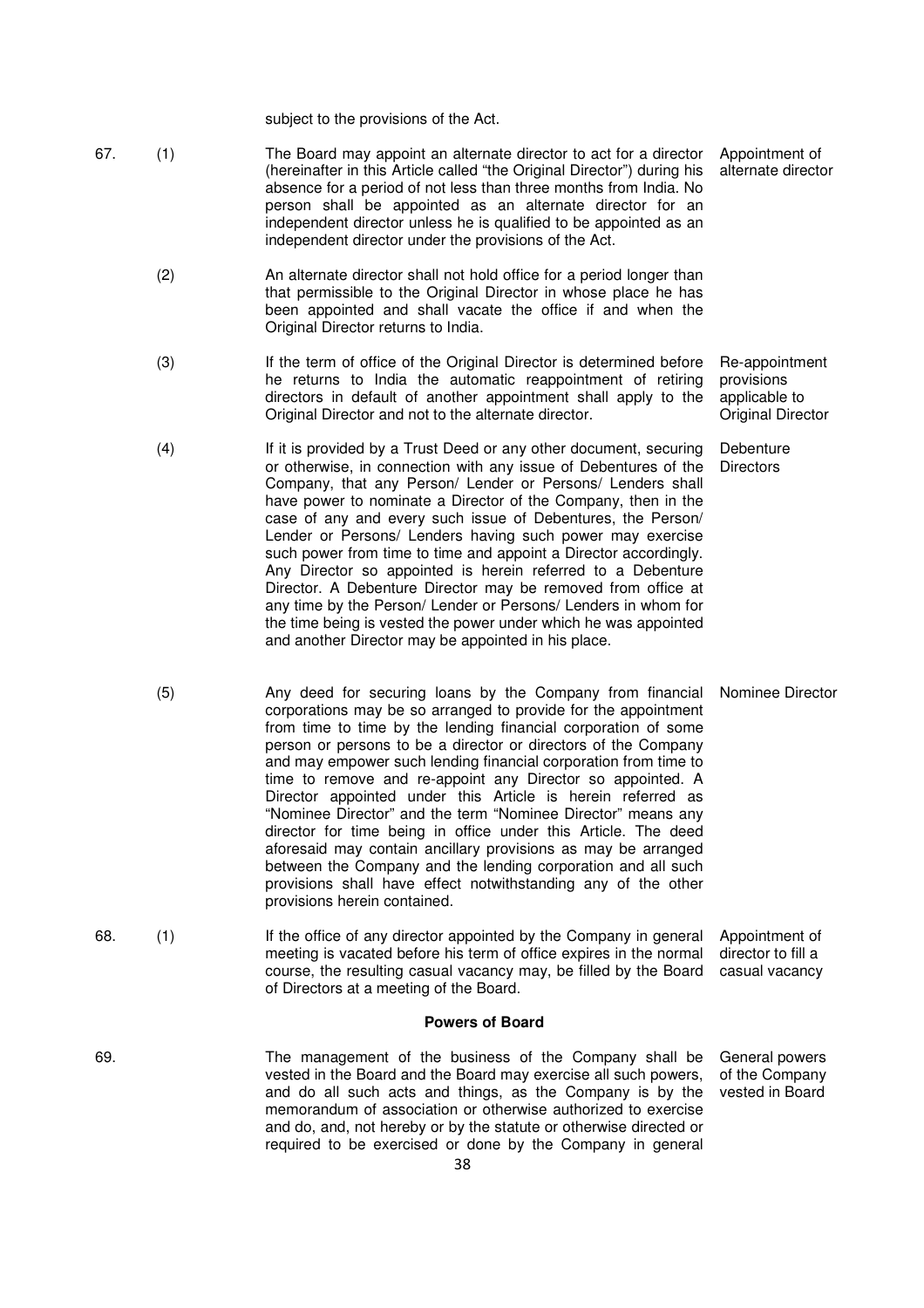subject to the provisions of the Act.

67. (1) The Board may appoint an alternate director to act for a director (hereinafter in this Article called "the Original Director") during his absence for a period of not less than three months from India. No person shall be appointed as an alternate director for an independent director unless he is qualified to be appointed as an independent director under the provisions of the Act. *Appointment of alternate director*

(2) An alternate director shall not hold office for a period longer than that permissible to the Original Director in whose place he has been appointed and shall vacate the office if and when the Original Director returns to India.

(3) If the term of office of the Original Director is determined before he returns to India the automatic reappointment of retiring directors in default of another appointment shall apply to the Original Director and not to the alternate director. *Re-appointment provisions applicable to Original Director*

(4) If it is provided by a Trust Deed or any other document, securing or otherwise, in connection with any issue of Debentures of the Company, that any Person/ Lender or Persons/ Lenders shall have power to nominate a Director of the Company, then in the case of any and every such issue of Debentures, the Person/ Lender or Persons/ Lenders having such power may exercise such power from time to time and appoint a Director accordingly. Any Director so appointed is herein referred to a Debenture Director. A Debenture Director may be removed from office at any time by the Person/ Lender or Persons/ Lenders in whom for the time being is vested the power under which he was appointed and another Director may be appointed in his place. *Debenture Directors*

(5) Any deed for securing loans by the Company from financial corporations may be so arranged to provide for the appointment from time to time by the lending financial corporation of some person or persons to be a director or directors of the Company and may empower such lending financial corporation from time to time to remove and re-appoint any Director so appointed. A Director appointed under this Article is herein referred as "Nominee Director" and the term "Nominee Director" means any director for time being in office under this Article. The deed aforesaid may contain ancillary provisions as may be arranged between the Company and the lending corporation and all such provisions shall have effect notwithstanding any of the other provisions herein contained. *Nominee Director*

68. (1) If the office of any director appointed by the Company in general meeting is vacated before his term of office expires in the normal course, the resulting casual vacancy may, be filled by the Board of Directors at a meeting of the Board. *Appointment of director to fill a casual vacancy*

## Powers of Board

69. The management of the business of the Company shall be vested in the Board and the Board may exercise all such powers, and do all such acts and things, as the Company is by the memorandum of association or otherwise authorized to exercise and do, and, not hereby or by the statute or otherwise directed or required to be exercised or done by the Company in general *General powers of the Company vested in Board*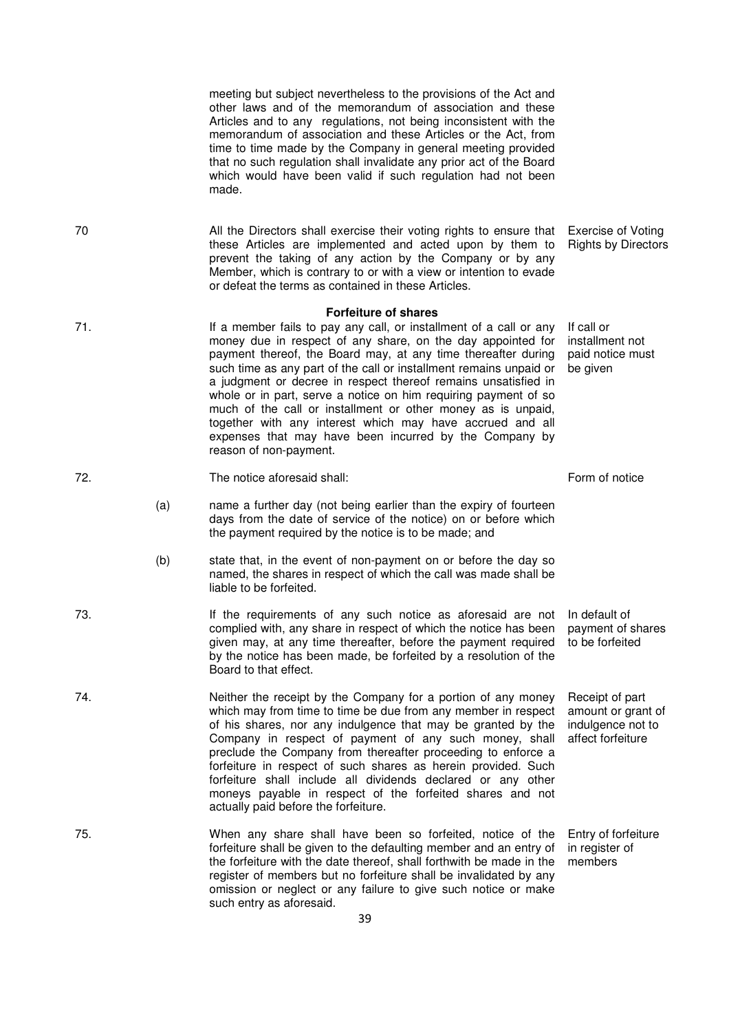meeting but subject nevertheless to the provisions of the Act and other laws and of the memorandum of association and these Articles and to any regulations, not being inconsistent with the memorandum of association and these Articles or the Act, from time to time made by the Company in general meeting provided that no such regulation shall invalidate any prior act of the Board which would have been valid if such regulation had not been made.

70 All the Directors shall exercise their voting rights to ensure that these Articles are implemented and acted upon by them to prevent the taking of any action by the Company or by any Member, which is contrary to or with a view or intention to evade or defeat the terms as contained in these Articles. *Exercise of Voting Rights by Directors*

**Forfeiture of shares**

71. If a member fails to pay any call, or installment of a call or any money due in respect of any share, on the day appointed for payment thereof, the Board may, at any time thereafter during such time as any part of the call or installment remains unpaid or a judgment or decree in respect thereof remains unsatisfied in whole or in part, serve a notice on him requiring payment of so much of the call or installment or other money as is unpaid, together with any interest which may have accrued and all expenses that may have been incurred by the Company by reason of non-payment. *If call or installment not paid notice must be given*

72. The notice aforesaid shall: *Form of notice*

(a) name a further day (not being earlier than the expiry of fourteen days from the date of service of the notice) on or before which the payment required by the notice is to be made; and

(b) state that, in the event of non-payment on or before the day so named, the shares in respect of which the call was made shall be liable to be forfeited.

73. If the requirements of any such notice as aforesaid are not complied with, any share in respect of which the notice has been given may, at any time thereafter, before the payment required by the notice has been made, be forfeited by a resolution of the Board to that effect. *In default of payment of shares to be forfeited*

74. Neither the receipt by the Company for a portion of any money which may from time to time be due from any member in respect of his shares, nor any indulgence that may be granted by the Company in respect of payment of any such money, shall preclude the Company from thereafter proceeding to enforce a forfeiture in respect of such shares as herein provided. Such forfeiture shall include all dividends declared or any other moneys payable in respect of the forfeited shares and not actually paid before the forfeiture. *Receipt of part amount or grant of indulgence not to affect forfeiture*

75. When any share shall have been so forfeited, notice of the forfeiture shall be given to the defaulting member and an entry of the forfeiture with the date thereof, shall forthwith be made in the register of members but no forfeiture shall be invalidated by any omission or neglect or any failure to give such notice or make such entry as aforesaid. *Entry of forfeiture in register of members*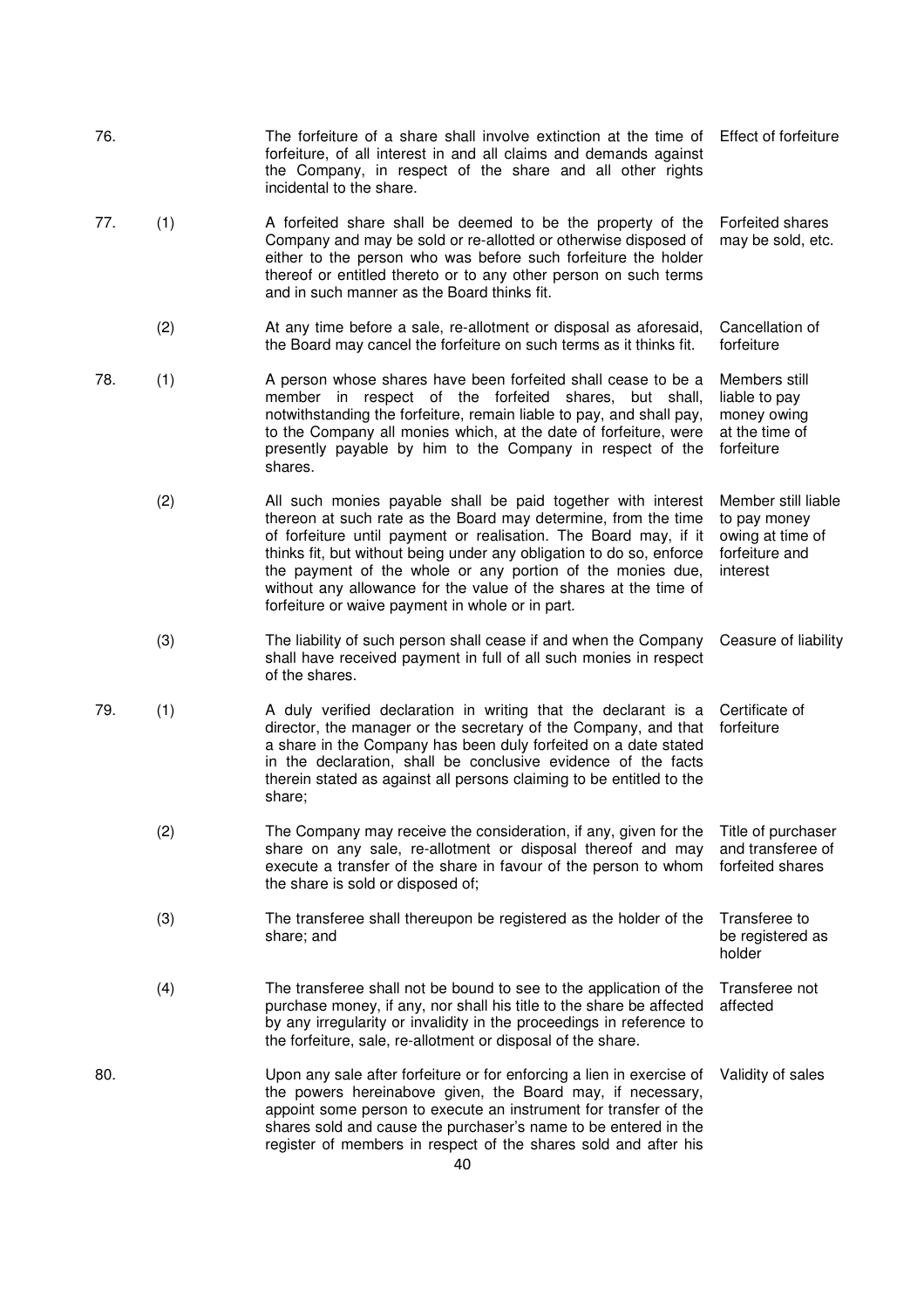76. The forfeiture of a share shall involve extinction at the time of forfeiture, of all interest in and all claims and demands against the Company, in respect of the share and all other rights incidental to the share. *Effect of forfeiture*

77. (1) A forfeited share shall be deemed to be the property of the Company and may be sold or re-allotted or otherwise disposed of either to the person who was before such forfeiture the holder thereof or entitled thereto or to any other person on such terms and in such manner as the Board thinks fit. *Forfeited shares may be sold, etc.*

(2) At any time before a sale, re-allotment or disposal as aforesaid, the Board may cancel the forfeiture on such terms as it thinks fit. *Cancellation of forfeiture*

78. (1) A person whose shares have been forfeited shall cease to be a member in respect of the forfeited shares, but shall, notwithstanding the forfeiture, remain liable to pay, and shall pay, to the Company all monies which, at the date of forfeiture, were presently payable by him to the Company in respect of the shares. *Members still liable to pay money owing at the time of forfeiture*

(2) All such monies payable shall be paid together with interest thereon at such rate as the Board may determine, from the time of forfeiture until payment or realisation. The Board may, if it thinks fit, but without being under any obligation to do so, enforce the payment of the whole or any portion of the monies due, without any allowance for the value of the shares at the time of forfeiture or waive payment in whole or in part. *Member still liable to pay money owing at time of forfeiture and interest*

(3) The liability of such person shall cease if and when the Company shall have received payment in full of all such monies in respect of the shares. *Ceasure of liability*

79. (1) A duly verified declaration in writing that the declarant is a director, the manager or the secretary of the Company, and that a share in the Company has been duly forfeited on a date stated in the declaration, shall be conclusive evidence of the facts therein stated as against all persons claiming to be entitled to the share; *Certificate of forfeiture*

(2) The Company may receive the consideration, if any, given for the share on any sale, re-allotment or disposal thereof and may execute a transfer of the share in favour of the person to whom the share is sold or disposed of; *Title of purchaser and transferee of forfeited shares*

(3) The transferee shall thereupon be registered as the holder of the share; and *Transferee to be registered as holder*

(4) The transferee shall not be bound to see to the application of the purchase money, if any, nor shall his title to the share be affected by any irregularity or invalidity in the proceedings in reference to the forfeiture, sale, re-allotment or disposal of the share. *Transferee not affected*

80. Upon any sale after forfeiture or for enforcing a lien in exercise of the powers hereinabove given, the Board may, if necessary, appoint some person to execute an instrument for transfer of the shares sold and cause the purchaser's name to be entered in the register of members in respect of the shares sold and after his *Validity of sales*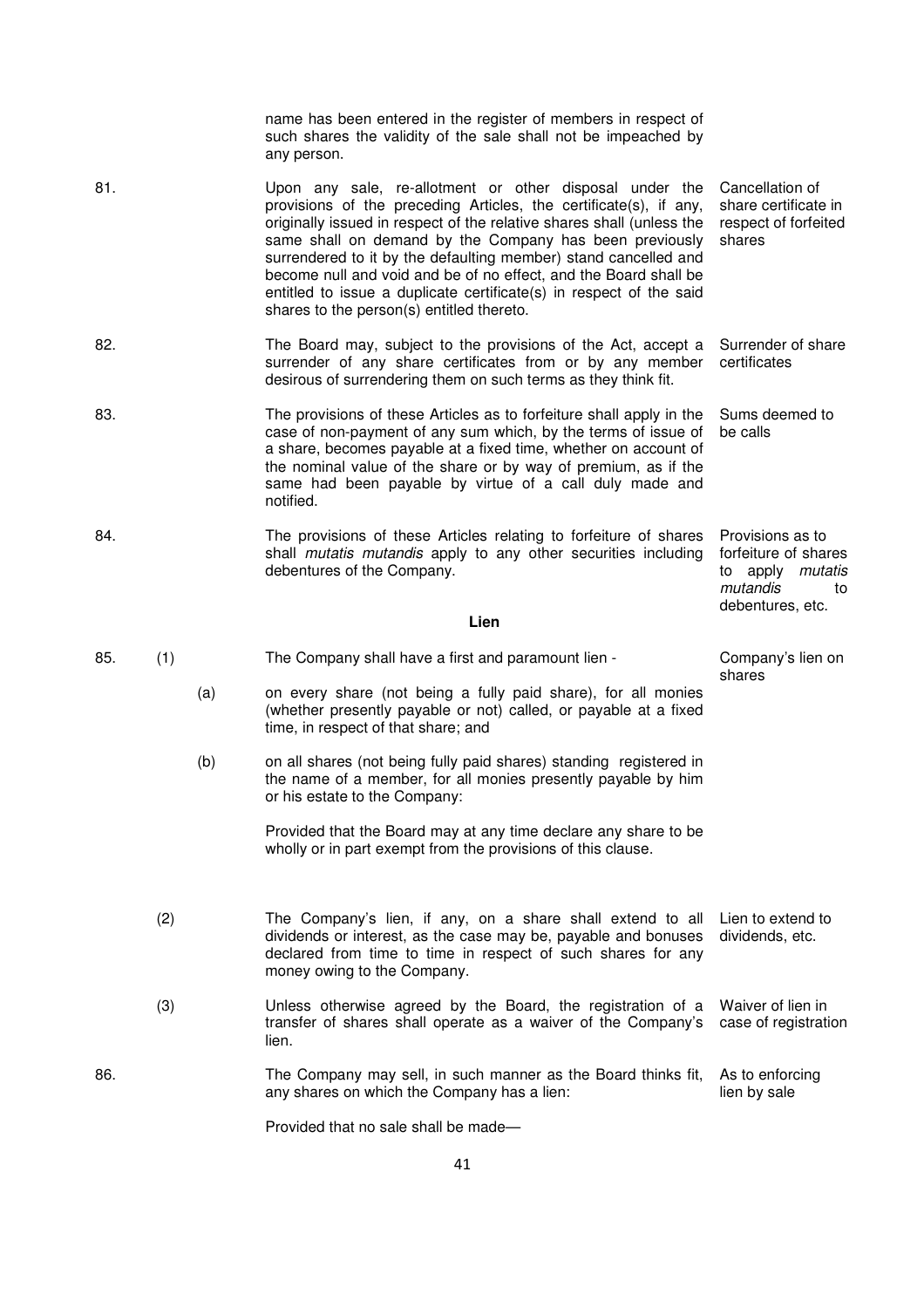name has been entered in the register of members in respect of such shares the validity of the sale shall not be impeached by any person.

81. **Cancellation of share certificate in respect of forfeited shares**

Upon any sale, re-allotment or other disposal under the provisions of the preceding Articles, the certificate(s), if any, originally issued in respect of the relative shares shall (unless the same shall on demand by the Company has been previously surrendered to it by the defaulting member) stand cancelled and become null and void and be of no effect, and the Board shall be entitled to issue a duplicate certificate(s) in respect of the said shares to the person(s) entitled thereto.

82. **Surrender of share certificates**

The Board may, subject to the provisions of the Act, accept a surrender of any share certificates from or by any member desirous of surrendering them on such terms as they think fit.

83. **Sums deemed to be calls**

The provisions of these Articles as to forfeiture shall apply in the case of non-payment of any sum which, by the terms of issue of a share, becomes payable at a fixed time, whether on account of the nominal value of the share or by way of premium, as if the same had been payable by virtue of a call duly made and notified.

84. **Provisions as to forfeiture of shares to apply *mutatis mutandis* to debentures, etc.**

The provisions of these Articles relating to forfeiture of shares shall *mutatis mutandis* apply to any other securities including debentures of the Company.

## Lien

85. (1) **Company's lien on shares**

The Company shall have a first and paramount lien -

(a) on every share (not being a fully paid share), for all monies (whether presently payable or not) called, or payable at a fixed time, in respect of that share; and

(b) on all shares (not being fully paid shares) standing registered in the name of a member, for all monies presently payable by him or his estate to the Company:

Provided that the Board may at any time declare any share to be wholly or in part exempt from the provisions of this clause.

(2) **Lien to extend to dividends, etc.**

The Company's lien, if any, on a share shall extend to all dividends or interest, as the case may be, payable and bonuses declared from time to time in respect of such shares for any money owing to the Company.

(3) **Waiver of lien in case of registration**

Unless otherwise agreed by the Board, the registration of a transfer of shares shall operate as a waiver of the Company's lien.

86. **As to enforcing lien by sale**

The Company may sell, in such manner as the Board thinks fit, any shares on which the Company has a lien:

Provided that no sale shall be made—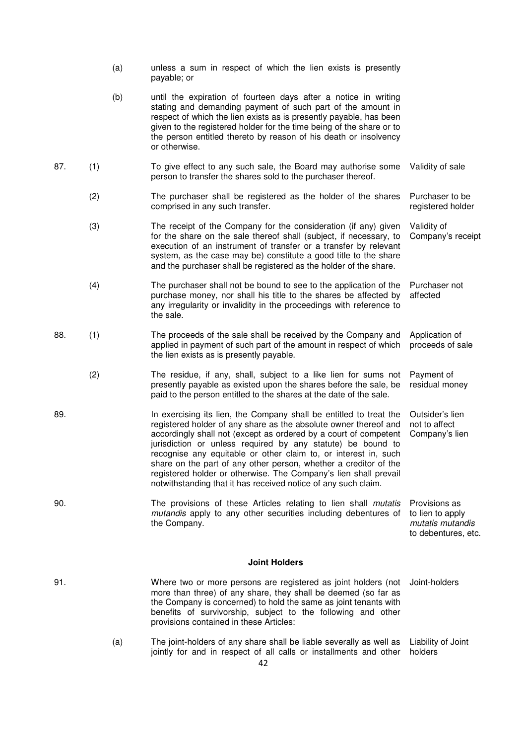(a) unless a sum in respect of which the lien exists is presently payable; or

(b) until the expiration of fourteen days after a notice in writing stating and demanding payment of such part of the amount in respect of which the lien exists as is presently payable, has been given to the registered holder for the time being of the share or to the person entitled thereto by reason of his death or insolvency or otherwise.

87. (1) To give effect to any such sale, the Board may authorise some person to transfer the shares sold to the purchaser thereof. — *Validity of sale*

(2) The purchaser shall be registered as the holder of the shares comprised in any such transfer. — *Purchaser to be registered holder*

(3) The receipt of the Company for the consideration (if any) given for the share on the sale thereof shall (subject, if necessary, to execution of an instrument of transfer or a transfer by relevant system, as the case may be) constitute a good title to the share and the purchaser shall be registered as the holder of the share. — *Validity of Company's receipt*

(4) The purchaser shall not be bound to see to the application of the purchase money, nor shall his title to the shares be affected by any irregularity or invalidity in the proceedings with reference to the sale. — *Purchaser not affected*

88. (1) The proceeds of the sale shall be received by the Company and applied in payment of such part of the amount in respect of which the lien exists as is presently payable. — *Application of proceeds of sale*

(2) The residue, if any, shall, subject to a like lien for sums not presently payable as existed upon the shares before the sale, be paid to the person entitled to the shares at the date of the sale. — *Payment of residual money*

89. In exercising its lien, the Company shall be entitled to treat the registered holder of any share as the absolute owner thereof and accordingly shall not (except as ordered by a court of competent jurisdiction or unless required by any statute) be bound to recognise any equitable or other claim to, or interest in, such share on the part of any other person, whether a creditor of the registered holder or otherwise. The Company's lien shall prevail notwithstanding that it has received notice of any such claim. — *Outsider's lien not to affect Company's lien*

90. The provisions of these Articles relating to lien shall *mutatis mutandis* apply to any other securities including debentures of the Company. — *Provisions as to lien to apply mutatis mutandis to debentures, etc.*

## Joint Holders

91. Where two or more persons are registered as joint holders (not more than three) of any share, they shall be deemed (so far as the Company is concerned) to hold the same as joint tenants with benefits of survivorship, subject to the following and other provisions contained in these Articles: — *Joint-holders*

(a) The joint-holders of any share shall be liable severally as well as jointly for and in respect of all calls or installments and other — *Liability of Joint holders*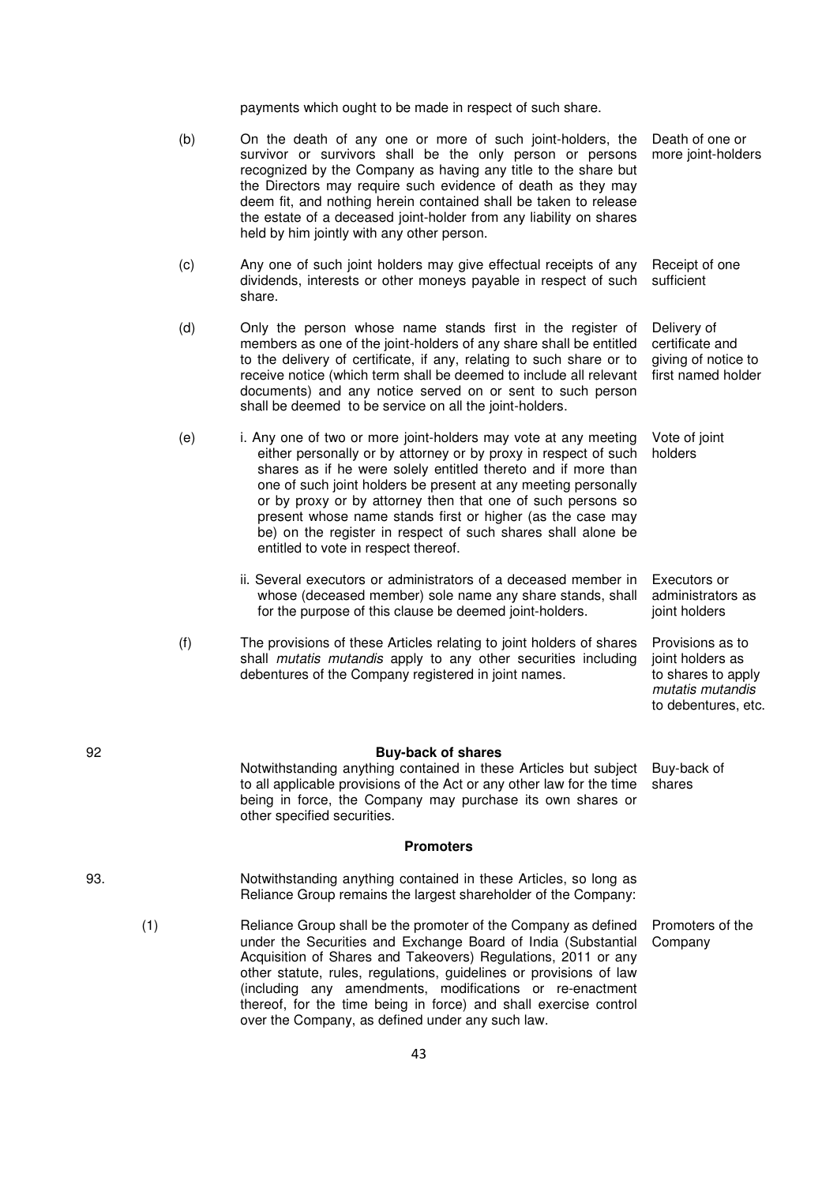payments which ought to be made in respect of such share.

(b) On the death of any one or more of such joint-holders, the survivor or survivors shall be the only person or persons recognized by the Company as having any title to the share but the Directors may require such evidence of death as they may deem fit, and nothing herein contained shall be taken to release the estate of a deceased joint-holder from any liability on shares held by him jointly with any other person. — *Death of one or more joint-holders*

(c) Any one of such joint holders may give effectual receipts of any dividends, interests or other moneys payable in respect of such share. — *Receipt of one sufficient*

(d) Only the person whose name stands first in the register of members as one of the joint-holders of any share shall be entitled to the delivery of certificate, if any, relating to such share or to receive notice (which term shall be deemed to include all relevant documents) and any notice served on or sent to such person shall be deemed to be service on all the joint-holders. — *Delivery of certificate and giving of notice to first named holder*

(e) i. Any one of two or more joint-holders may vote at any meeting either personally or by attorney or by proxy in respect of such shares as if he were solely entitled thereto and if more than one of such joint holders be present at any meeting personally or by proxy or by attorney then that one of such persons so present whose name stands first or higher (as the case may be) on the register in respect of such shares shall alone be entitled to vote in respect thereof. — *Vote of joint holders*

ii. Several executors or administrators of a deceased member in whose (deceased member) sole name any share stands, shall for the purpose of this clause be deemed joint-holders. — *Executors or administrators as joint holders*

(f) The provisions of these Articles relating to joint holders of shares shall *mutatis mutandis* apply to any other securities including debentures of the Company registered in joint names. — *Provisions as to joint holders as to shares to apply mutatis mutandis to debentures, etc.*

## Buy-back of shares

92 Notwithstanding anything contained in these Articles but subject to all applicable provisions of the Act or any other law for the time being in force, the Company may purchase its own shares or other specified securities. — *Buy-back of shares*

## Promoters

93. Notwithstanding anything contained in these Articles, so long as Reliance Group remains the largest shareholder of the Company:

(1) Reliance Group shall be the promoter of the Company as defined under the Securities and Exchange Board of India (Substantial Acquisition of Shares and Takeovers) Regulations, 2011 or any other statute, rules, regulations, guidelines or provisions of law (including any amendments, modifications or re-enactment thereof, for the time being in force) and shall exercise control over the Company, as defined under any such law. — *Promoters of the Company*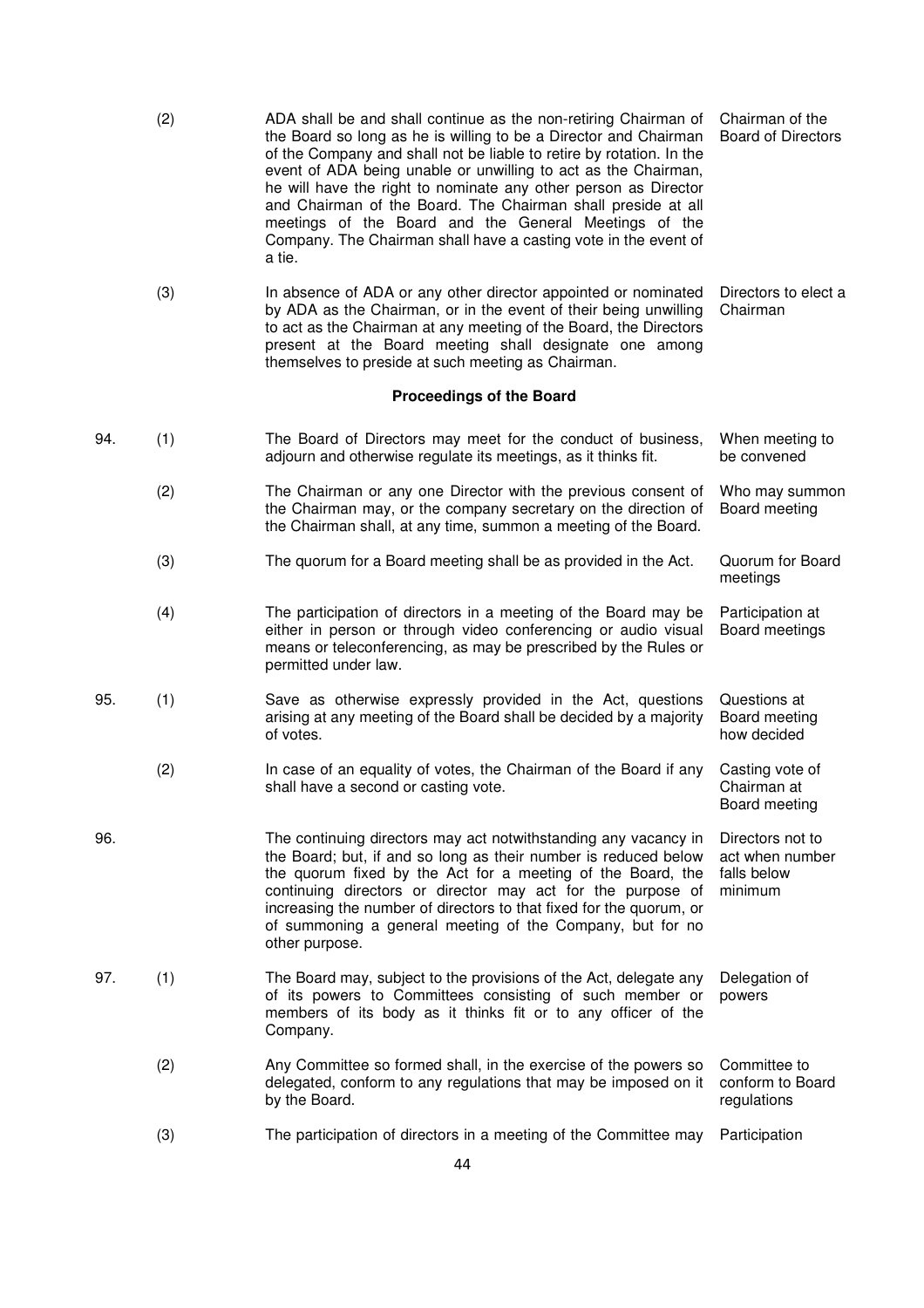| | | | |
|---|---|---|---|
| | (2) | ADA shall be and shall continue as the non-retiring Chairman of the Board so long as he is willing to be a Director and Chairman of the Company and shall not be liable to retire by rotation. In the event of ADA being unable or unwilling to act as the Chairman, he will have the right to nominate any other person as Director and Chairman of the Board. The Chairman shall preside at all meetings of the Board and the General Meetings of the Company. The Chairman shall have a casting vote in the event of a tie. | Chairman of the Board of Directors |
| | (3) | In absence of ADA or any other director appointed or nominated by ADA as the Chairman, or in the event of their being unwilling to act as the Chairman at any meeting of the Board, the Directors present at the Board meeting shall designate one among themselves to preside at such meeting as Chairman. | Directors to elect a Chairman |

**Proceedings of the Board**

| | | | |
|---|---|---|---|
| 94. | (1) | The Board of Directors may meet for the conduct of business, adjourn and otherwise regulate its meetings, as it thinks fit. | When meeting to be convened |
| | (2) | The Chairman or any one Director with the previous consent of the Chairman may, or the company secretary on the direction of the Chairman shall, at any time, summon a meeting of the Board. | Who may summon Board meeting |
| | (3) | The quorum for a Board meeting shall be as provided in the Act. | Quorum for Board meetings |
| | (4) | The participation of directors in a meeting of the Board may be either in person or through video conferencing or audio visual means or teleconferencing, as may be prescribed by the Rules or permitted under law. | Participation at Board meetings |
| 95. | (1) | Save as otherwise expressly provided in the Act, questions arising at any meeting of the Board shall be decided by a majority of votes. | Questions at Board meeting how decided |
| | (2) | In case of an equality of votes, the Chairman of the Board if any shall have a second or casting vote. | Casting vote of Chairman at Board meeting |
| 96. | | The continuing directors may act notwithstanding any vacancy in the Board; but, if and so long as their number is reduced below the quorum fixed by the Act for a meeting of the Board, the continuing directors or director may act for the purpose of increasing the number of directors to that fixed for the quorum, or of summoning a general meeting of the Company, but for no other purpose. | Directors not to act when number falls below minimum |
| 97. | (1) | The Board may, subject to the provisions of the Act, delegate any of its powers to Committees consisting of such member or members of its body as it thinks fit or to any officer of the Company. | Delegation of powers |
| | (2) | Any Committee so formed shall, in the exercise of the powers so delegated, conform to any regulations that may be imposed on it by the Board. | Committee to conform to Board regulations |
| | (3) | The participation of directors in a meeting of the Committee may | Participation |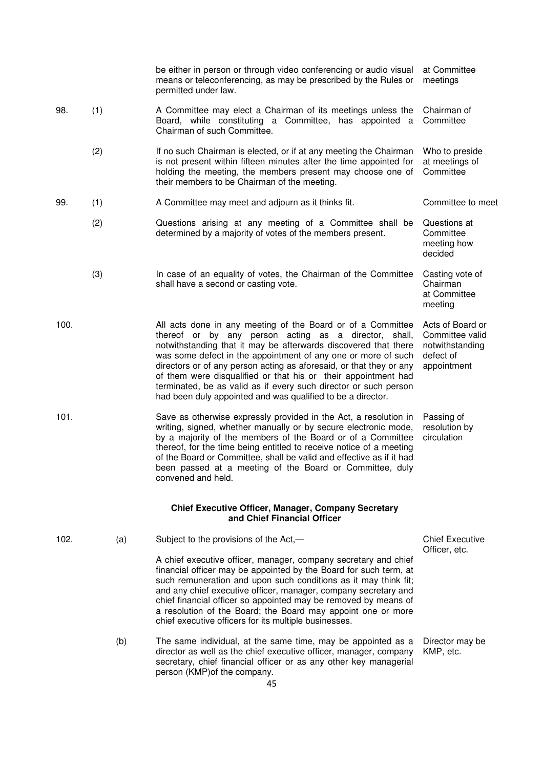| | | | |
|---|---|---|---|
| | | be either in person or through video conferencing or audio visual means or teleconferencing, as may be prescribed by the Rules or permitted under law. | at Committee meetings |
| 98. | (1) | A Committee may elect a Chairman of its meetings unless the Board, while constituting a Committee, has appointed a Chairman of such Committee. | Chairman of Committee |
| | (2) | If no such Chairman is elected, or if at any meeting the Chairman is not present within fifteen minutes after the time appointed for holding the meeting, the members present may choose one of their members to be Chairman of the meeting. | Who to preside at meetings of Committee |
| 99. | (1) | A Committee may meet and adjourn as it thinks fit. | Committee to meet |
| | (2) | Questions arising at any meeting of a Committee shall be determined by a majority of votes of the members present. | Questions at Committee meeting how decided |
| | (3) | In case of an equality of votes, the Chairman of the Committee shall have a second or casting vote. | Casting vote of Chairman at Committee meeting |
| 100. | | All acts done in any meeting of the Board or of a Committee thereof or by any person acting as a director, shall, notwithstanding that it may be afterwards discovered that there was some defect in the appointment of any one or more of such directors or of any person acting as aforesaid, or that they or any of them were disqualified or that his or their appointment had terminated, be as valid as if every such director or such person had been duly appointed and was qualified to be a director. | Acts of Board or Committee valid notwithstanding defect of appointment |
| 101. | | Save as otherwise expressly provided in the Act, a resolution in writing, signed, whether manually or by secure electronic mode, by a majority of the members of the Board or of a Committee thereof, for the time being entitled to receive notice of a meeting of the Board or Committee, shall be valid and effective as if it had been passed at a meeting of the Board or Committee, duly convened and held. | Passing of resolution by circulation |

**Chief Executive Officer, Manager, Company Secretary and Chief Financial Officer**

| | | | |
|---|---|---|---|
| 102. | (a) | Subject to the provisions of the Act,—<br><br>A chief executive officer, manager, company secretary and chief financial officer may be appointed by the Board for such term, at such remuneration and upon such conditions as it may think fit; and any chief executive officer, manager, company secretary and chief financial officer so appointed may be removed by means of a resolution of the Board; the Board may appoint one or more chief executive officers for its multiple businesses. | Chief Executive Officer, etc. |
| | (b) | The same individual, at the same time, may be appointed as a director as well as the chief executive officer, manager, company secretary, chief financial officer or as any other key managerial person (KMP)of the company. | Director may be KMP, etc. |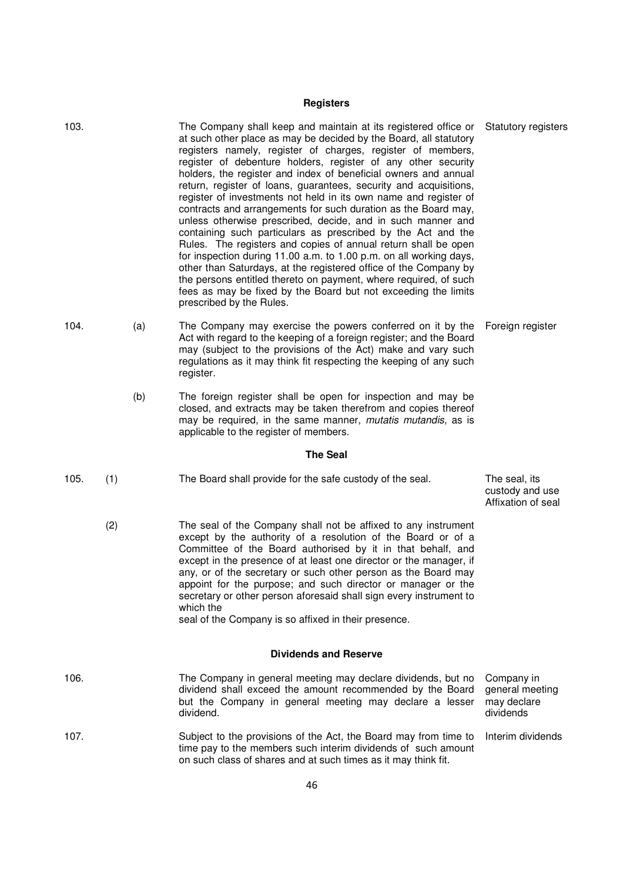## Registers

**103.** **Statutory registers** — The Company shall keep and maintain at its registered office or at such other place as may be decided by the Board, all statutory registers namely, register of charges, register of members, register of debenture holders, register of any other security holders, the register and index of beneficial owners and annual return, register of loans, guarantees, security and acquisitions, register of investments not held in its own name and register of contracts and arrangements for such duration as the Board may, unless otherwise prescribed, decide, and in such manner and containing such particulars as prescribed by the Act and the Rules. The registers and copies of annual return shall be open for inspection during 11.00 a.m. to 1.00 p.m. on all working days, other than Saturdays, at the registered office of the Company by the persons entitled thereto on payment, where required, of such fees as may be fixed by the Board but not exceeding the limits prescribed by the Rules.

**104.** **Foreign register**

(a) The Company may exercise the powers conferred on it by the Act with regard to the keeping of a foreign register; and the Board may (subject to the provisions of the Act) make and vary such regulations as it may think fit respecting the keeping of any such register.

(b) The foreign register shall be open for inspection and may be closed, and extracts may be taken therefrom and copies thereof may be required, in the same manner, *mutatis mutandis,* as is applicable to the register of members.

## The Seal

**105.** **The seal, its custody and use; Affixation of seal**

(1) The Board shall provide for the safe custody of the seal.

(2) The seal of the Company shall not be affixed to any instrument except by the authority of a resolution of the Board or of a Committee of the Board authorised by it in that behalf, and except in the presence of at least one director or the manager, if any, or of the secretary or such other person as the Board may appoint for the purpose; and such director or manager or the secretary or other person aforesaid shall sign every instrument to which the seal of the Company is so affixed in their presence.

## Dividends and Reserve

**106.** **Company in general meeting may declare dividends** — The Company in general meeting may declare dividends, but no dividend shall exceed the amount recommended by the Board but the Company in general meeting may declare a lesser dividend.

**107.** **Interim dividends** — Subject to the provisions of the Act, the Board may from time to time pay to the members such interim dividends of such amount on such class of shares and at such times as it may think fit.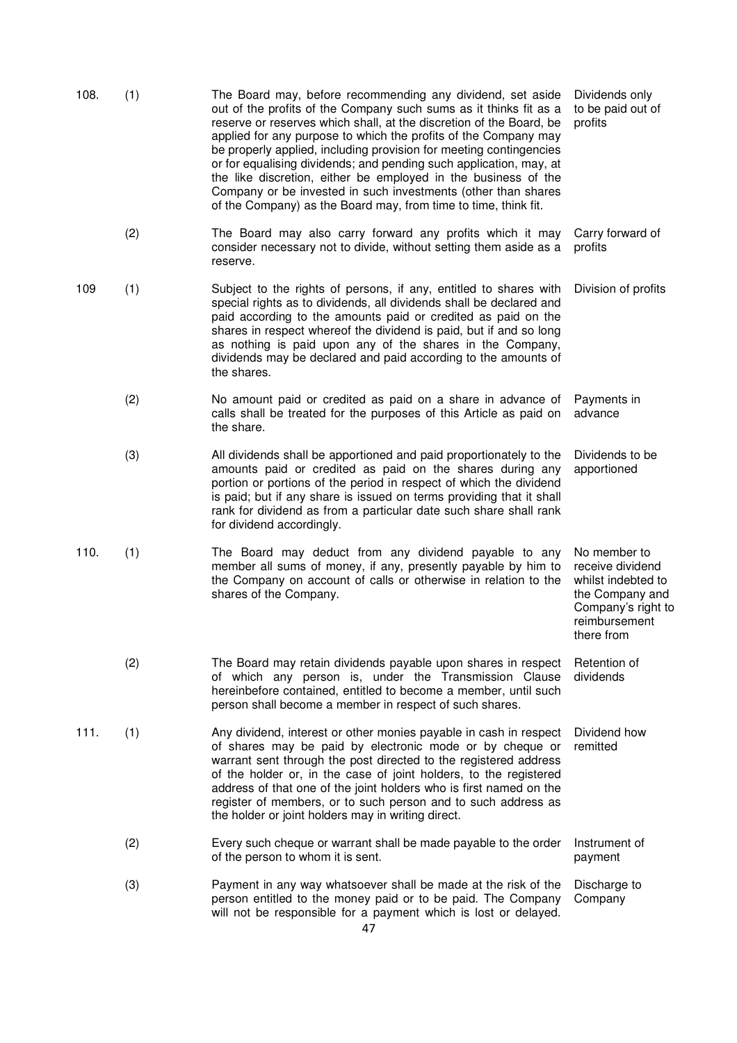108. (1) The Board may, before recommending any dividend, set aside out of the profits of the Company such sums as it thinks fit as a reserve or reserves which shall, at the discretion of the Board, be applied for any purpose to which the profits of the Company may be properly applied, including provision for meeting contingencies or for equalising dividends; and pending such application, may, at the like discretion, either be employed in the business of the Company or be invested in such investments (other than shares of the Company) as the Board may, from time to time, think fit. — *Dividends only to be paid out of profits*

(2) The Board may also carry forward any profits which it may consider necessary not to divide, without setting them aside as a reserve. — *Carry forward of profits*

109 (1) Subject to the rights of persons, if any, entitled to shares with special rights as to dividends, all dividends shall be declared and paid according to the amounts paid or credited as paid on the shares in respect whereof the dividend is paid, but if and so long as nothing is paid upon any of the shares in the Company, dividends may be declared and paid according to the amounts of the shares. — *Division of profits*

(2) No amount paid or credited as paid on a share in advance of calls shall be treated for the purposes of this Article as paid on the share. — *Payments in advance*

(3) All dividends shall be apportioned and paid proportionately to the amounts paid or credited as paid on the shares during any portion or portions of the period in respect of which the dividend is paid; but if any share is issued on terms providing that it shall rank for dividend as from a particular date such share shall rank for dividend accordingly. — *Dividends to be apportioned*

110. (1) The Board may deduct from any dividend payable to any member all sums of money, if any, presently payable by him to the Company on account of calls or otherwise in relation to the shares of the Company. — *No member to receive dividend whilst indebted to the Company and Company's right to reimbursement there from*

(2) The Board may retain dividends payable upon shares in respect of which any person is, under the Transmission Clause hereinbefore contained, entitled to become a member, until such person shall become a member in respect of such shares. — *Retention of dividends*

111. (1) Any dividend, interest or other monies payable in cash in respect of shares may be paid by electronic mode or by cheque or warrant sent through the post directed to the registered address of the holder or, in the case of joint holders, to the registered address of that one of the joint holders who is first named on the register of members, or to such person and to such address as the holder or joint holders may in writing direct. — *Dividend how remitted*

(2) Every such cheque or warrant shall be made payable to the order of the person to whom it is sent. — *Instrument of payment*

(3) Payment in any way whatsoever shall be made at the risk of the person entitled to the money paid or to be paid. The Company will not be responsible for a payment which is lost or delayed. — *Discharge to Company*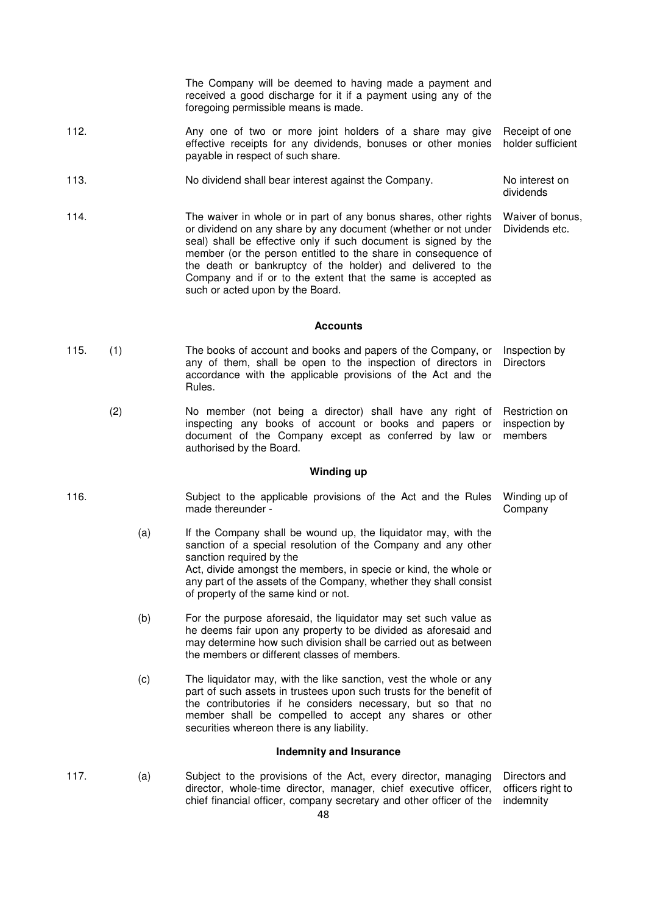The Company will be deemed to having made a payment and received a good discharge for it if a payment using any of the foregoing permissible means is made.

112. Any one of two or more joint holders of a share may give effective receipts for any dividends, bonuses or other monies payable in respect of such share. *Receipt of one holder sufficient*

113. No dividend shall bear interest against the Company. *No interest on dividends*

114. The waiver in whole or in part of any bonus shares, other rights or dividend on any share by any document (whether or not under seal) shall be effective only if such document is signed by the member (or the person entitled to the share in consequence of the death or bankruptcy of the holder) and delivered to the Company and if or to the extent that the same is accepted as such or acted upon by the Board. *Waiver of bonus, Dividends etc.*

## Accounts

115. (1) The books of account and books and papers of the Company, or any of them, shall be open to the inspection of directors in accordance with the applicable provisions of the Act and the Rules. *Inspection by Directors*

(2) No member (not being a director) shall have any right of inspecting any books of account or books and papers or document of the Company except as conferred by law or authorised by the Board. *Restriction on inspection by members*

## Winding up

116. Subject to the applicable provisions of the Act and the Rules made thereunder - *Winding up of Company*

(a) If the Company shall be wound up, the liquidator may, with the sanction of a special resolution of the Company and any other sanction required by the Act, divide amongst the members, in specie or kind, the whole or any part of the assets of the Company, whether they shall consist of property of the same kind or not.

(b) For the purpose aforesaid, the liquidator may set such value as he deems fair upon any property to be divided as aforesaid and may determine how such division shall be carried out as between the members or different classes of members.

(c) The liquidator may, with the like sanction, vest the whole or any part of such assets in trustees upon such trusts for the benefit of the contributories if he considers necessary, but so that no member shall be compelled to accept any shares or other securities whereon there is any liability.

## Indemnity and Insurance

117. (a) Subject to the provisions of the Act, every director, managing director, whole-time director, manager, chief executive officer, chief financial officer, company secretary and other officer of the *Directors and officers right to indemnity*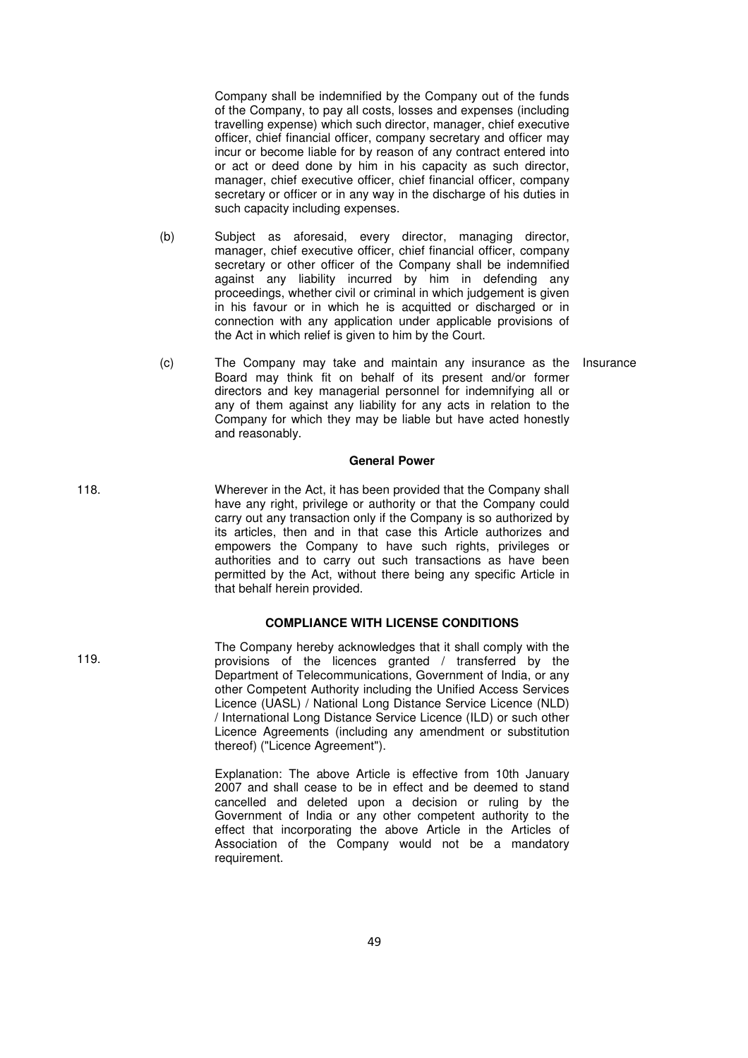Company shall be indemnified by the Company out of the funds of the Company, to pay all costs, losses and expenses (including travelling expense) which such director, manager, chief executive officer, chief financial officer, company secretary and officer may incur or become liable for by reason of any contract entered into or act or deed done by him in his capacity as such director, manager, chief executive officer, chief financial officer, company secretary or officer or in any way in the discharge of his duties in such capacity including expenses.

(b) Subject as aforesaid, every director, managing director, manager, chief executive officer, chief financial officer, company secretary or other officer of the Company shall be indemnified against any liability incurred by him in defending any proceedings, whether civil or criminal in which judgement is given in his favour or in which he is acquitted or discharged or in connection with any application under applicable provisions of the Act in which relief is given to him by the Court.

(c) The Company may take and maintain any insurance as the Board may think fit on behalf of its present and/or former directors and key managerial personnel for indemnifying all or any of them against any liability for any acts in relation to the Company for which they may be liable but have acted honestly and reasonably. — Insurance

**General Power**

118. Wherever in the Act, it has been provided that the Company shall have any right, privilege or authority or that the Company could carry out any transaction only if the Company is so authorized by its articles, then and in that case this Article authorizes and empowers the Company to have such rights, privileges or authorities and to carry out such transactions as have been permitted by the Act, without there being any specific Article in that behalf herein provided.

**COMPLIANCE WITH LICENSE CONDITIONS**

119. The Company hereby acknowledges that it shall comply with the provisions of the licences granted / transferred by the Department of Telecommunications, Government of India, or any other Competent Authority including the Unified Access Services Licence (UASL) / National Long Distance Service Licence (NLD) / International Long Distance Service Licence (ILD) or such other Licence Agreements (including any amendment or substitution thereof) ("Licence Agreement").

Explanation: The above Article is effective from 10th January 2007 and shall cease to be in effect and be deemed to stand cancelled and deleted upon a decision or ruling by the Government of India or any other competent authority to the effect that incorporating the above Article in the Articles of Association of the Company would not be a mandatory requirement.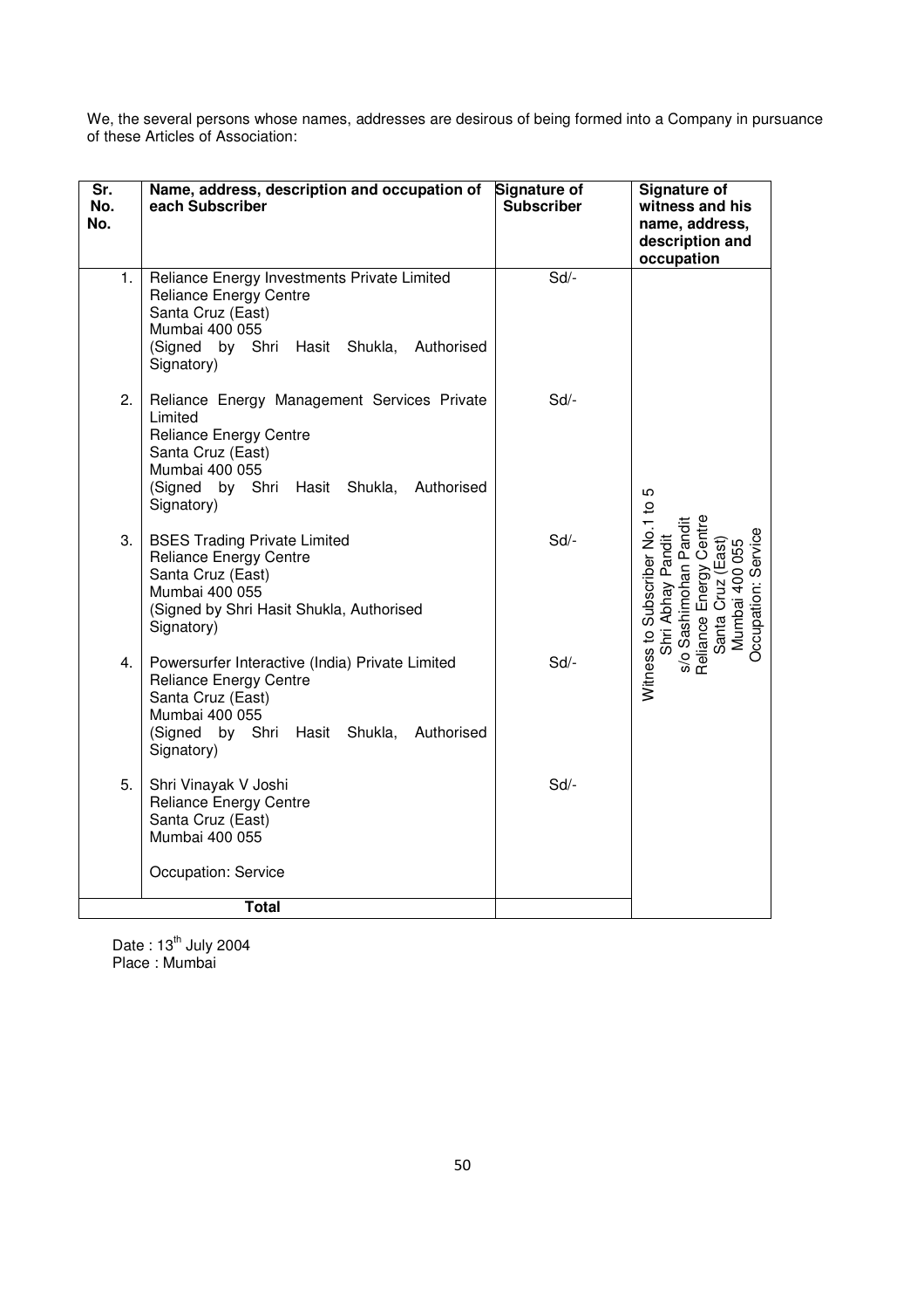We, the several persons whose names, addresses are desirous of being formed into a Company in pursuance of these Articles of Association:

| Sr. No. No. | Name, address, description and occupation of each Subscriber | Signature of Subscriber | Signature of witness and his name, address, description and occupation |
|---|---|---|---|
| 1. | Reliance Energy Investments Private Limited<br>Reliance Energy Centre<br>Santa Cruz (East)<br>Mumbai 400 055<br>(Signed by Shri Hasit Shukla, Authorised Signatory) | Sd/- | Witness to Subscriber No.1 to 5<br>Shri Abhay Pandit<br>s/o Sashimohan Pandit<br>Reliance Energy Centre<br>Santa Cruz (East)<br>Mumbai 400 055<br>Occupation: Service |
| 2. | Reliance Energy Management Services Private Limited<br>Reliance Energy Centre<br>Santa Cruz (East)<br>Mumbai 400 055<br>(Signed by Shri Hasit Shukla, Authorised Signatory) | Sd/- | |
| 3. | BSES Trading Private Limited<br>Reliance Energy Centre<br>Santa Cruz (East)<br>Mumbai 400 055<br>(Signed by Shri Hasit Shukla, Authorised Signatory) | Sd/- | |
| 4. | Powersurfer Interactive (India) Private Limited<br>Reliance Energy Centre<br>Santa Cruz (East)<br>Mumbai 400 055<br>(Signed by Shri Hasit Shukla, Authorised Signatory) | Sd/- | |
| 5. | Shri Vinayak V Joshi<br>Reliance Energy Centre<br>Santa Cruz (East)<br>Mumbai 400 055<br><br>Occupation: Service | Sd/- | |
| | **Total** | | |

Date : 13th July 2004
Place : Mumbai